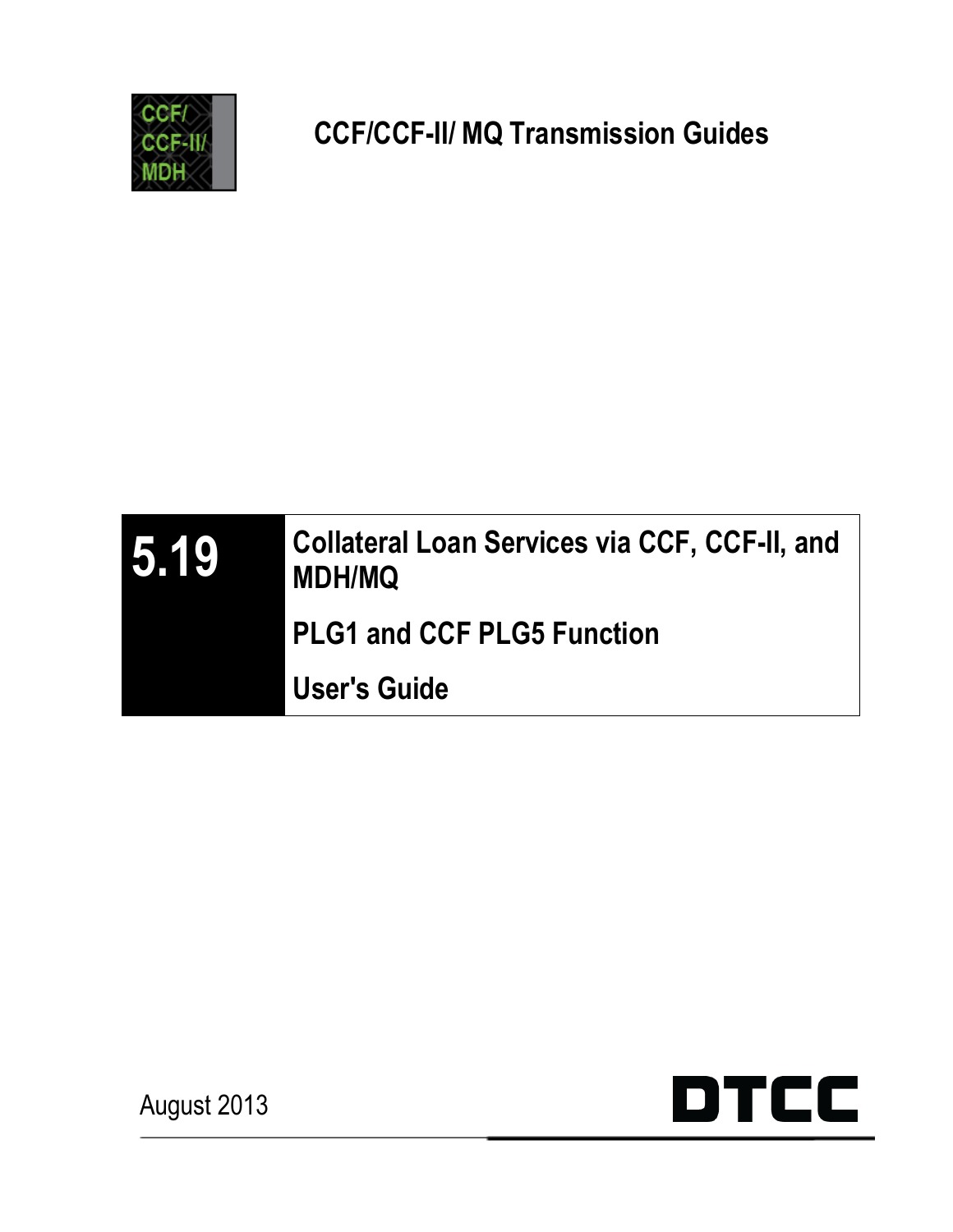CCF/ CCF-II/ MDH

# CCF/CCF-II/ MQ Transmission Guides

# 5.19

## Collateral Loan Services via CCF, CCF-II, and MDH/MQ

## PLG1 and CCF PLG5 Function

## User's Guide

August 2013

DTCC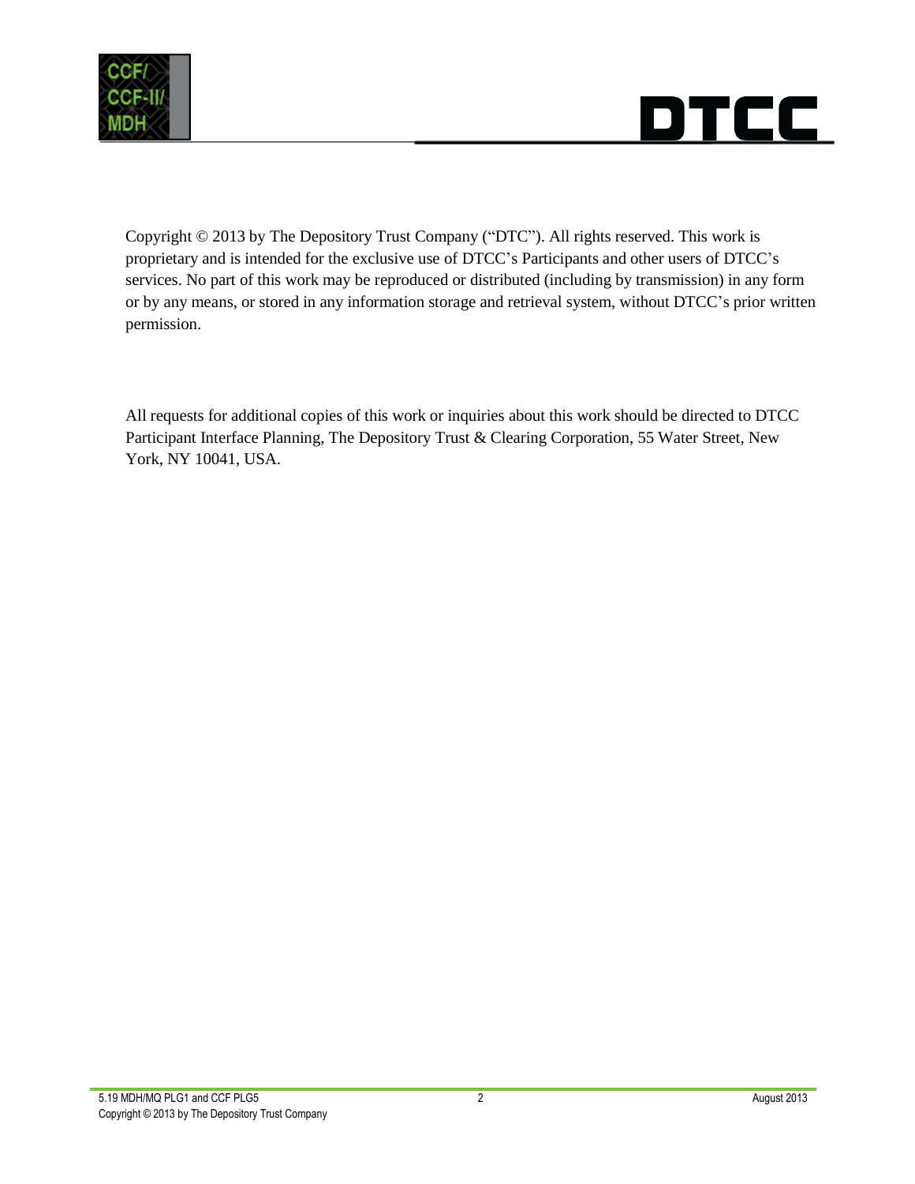Copyright © 2013 by The Depository Trust Company ("DTC"). All rights reserved. This work is proprietary and is intended for the exclusive use of DTCC's Participants and other users of DTCC's services. No part of this work may be reproduced or distributed (including by transmission) in any form or by any means, or stored in any information storage and retrieval system, without DTCC's prior written permission.

All requests for additional copies of this work or inquiries about this work should be directed to DTCC Participant Interface Planning, The Depository Trust & Clearing Corporation, 55 Water Street, New York, NY 10041, USA.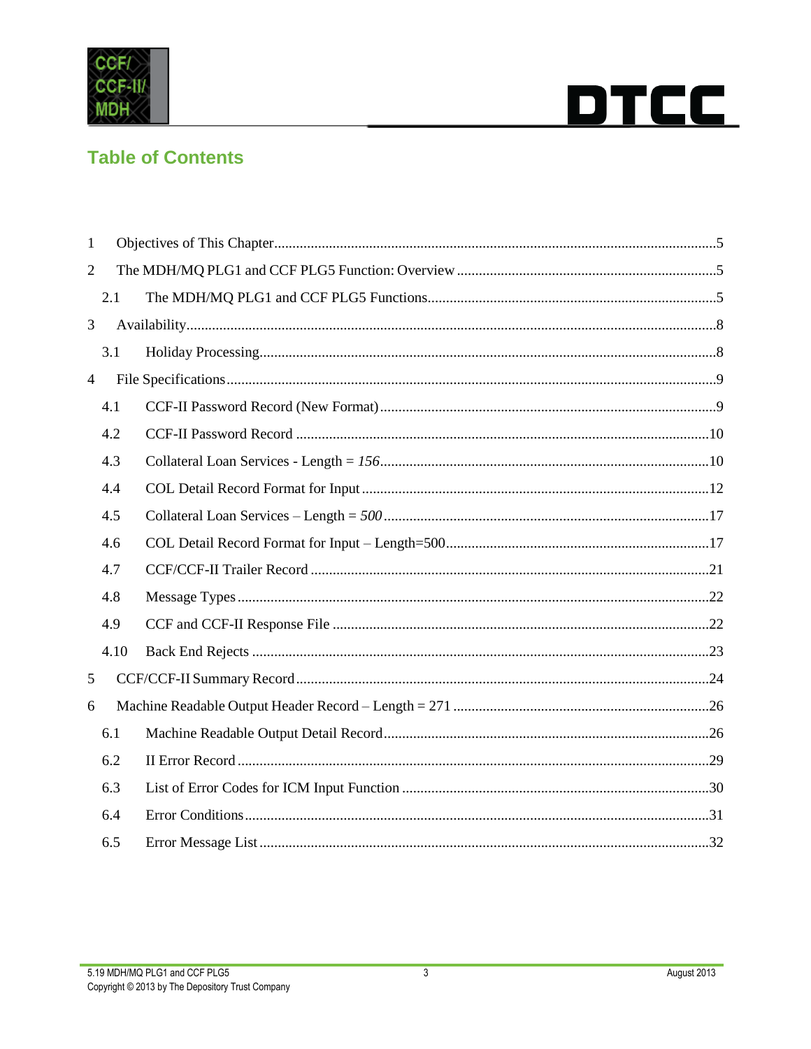# Table of Contents

1 Objectives of This Chapter.......................................................5

2 The MDH/MQ PLG1 and CCF PLG5 Function: Overview .......................................................5

2.1 The MDH/MQ PLG1 and CCF PLG5 Functions.......................................................5

3 Availability.......................................................8

3.1 Holiday Processing.......................................................8

4 File Specifications.......................................................9

4.1 CCF-II Password Record (New Format).......................................................9

4.2 CCF-II Password Record .......................................................10

4.3 Collateral Loan Services - Length = *156*.......................................................10

4.4 COL Detail Record Format for Input.......................................................12

4.5 Collateral Loan Services – Length = *500*.......................................................17

4.6 COL Detail Record Format for Input – Length=500.......................................................17

4.7 CCF/CCF-II Trailer Record .......................................................21

4.8 Message Types.......................................................22

4.9 CCF and CCF-II Response File .......................................................22

4.10 Back End Rejects .......................................................23

5 CCF/CCF-II Summary Record.......................................................24

6 Machine Readable Output Header Record – Length = 271 .......................................................26

6.1 Machine Readable Output Detail Record.......................................................26

6.2 II Error Record.......................................................29

6.3 List of Error Codes for ICM Input Function .......................................................30

6.4 Error Conditions.......................................................31

6.5 Error Message List.......................................................32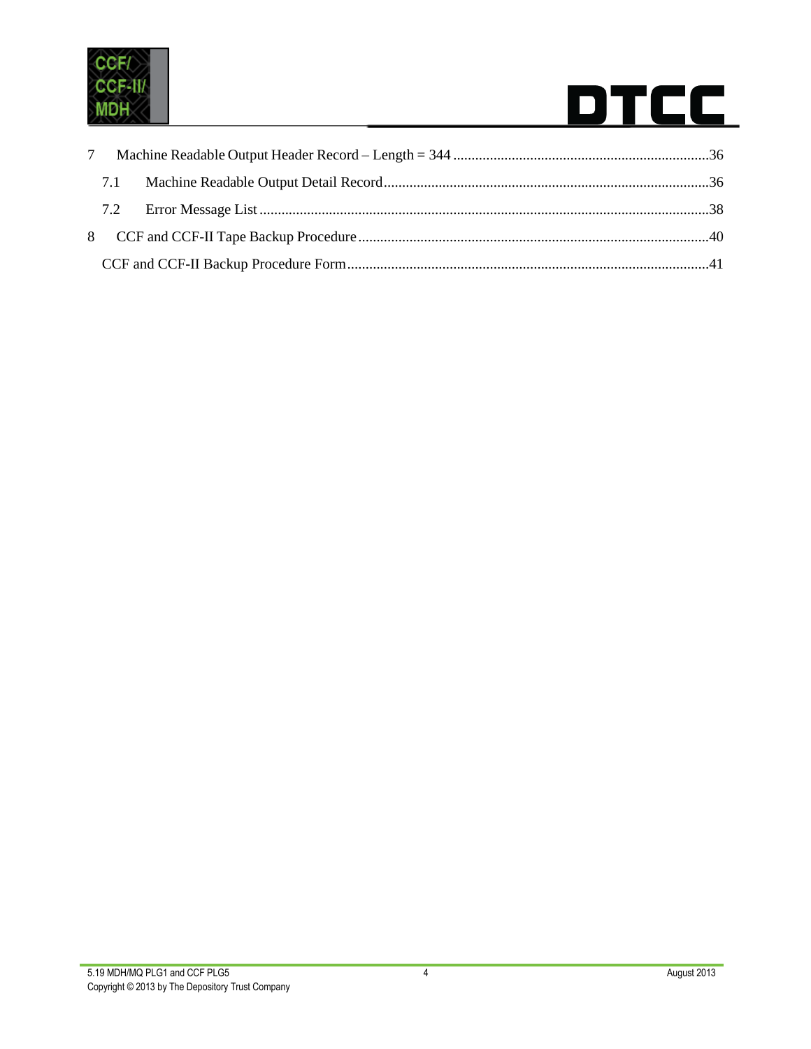7 Machine Readable Output Header Record – Length = 344 ......................................................................36

7.1 Machine Readable Output Detail Record.........................................................................................36

7.2 Error Message List ...........................................................................................................................38

8 CCF and CCF-II Tape Backup Procedure ...............................................................................................40

CCF and CCF-II Backup Procedure Form..................................................................................................41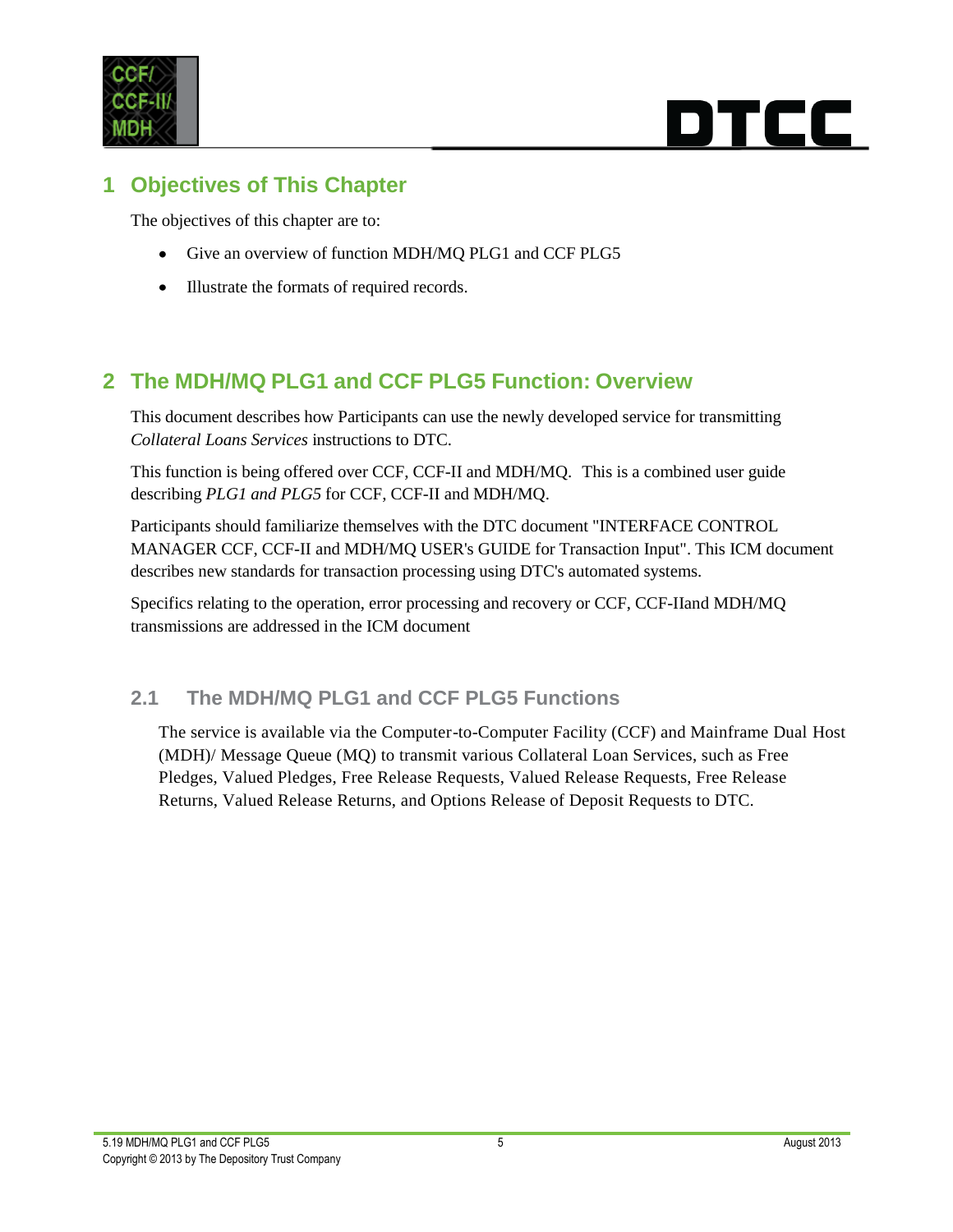# 1 Objectives of This Chapter

The objectives of this chapter are to:

- Give an overview of function MDH/MQ PLG1 and CCF PLG5
- Illustrate the formats of required records.

# 2 The MDH/MQ PLG1 and CCF PLG5 Function: Overview

This document describes how Participants can use the newly developed service for transmitting *Collateral Loans Services* instructions to DTC.

This function is being offered over CCF, CCF-II and MDH/MQ. This is a combined user guide describing *PLG1 and PLG5* for CCF, CCF-II and MDH/MQ.

Participants should familiarize themselves with the DTC document "INTERFACE CONTROL MANAGER CCF, CCF-II and MDH/MQ USER's GUIDE for Transaction Input". This ICM document describes new standards for transaction processing using DTC's automated systems.

Specifics relating to the operation, error processing and recovery or CCF, CCF-IIand MDH/MQ transmissions are addressed in the ICM document

## 2.1 The MDH/MQ PLG1 and CCF PLG5 Functions

The service is available via the Computer-to-Computer Facility (CCF) and Mainframe Dual Host (MDH)/ Message Queue (MQ) to transmit various Collateral Loan Services, such as Free Pledges, Valued Pledges, Free Release Requests, Valued Release Requests, Free Release Returns, Valued Release Returns, and Options Release of Deposit Requests to DTC.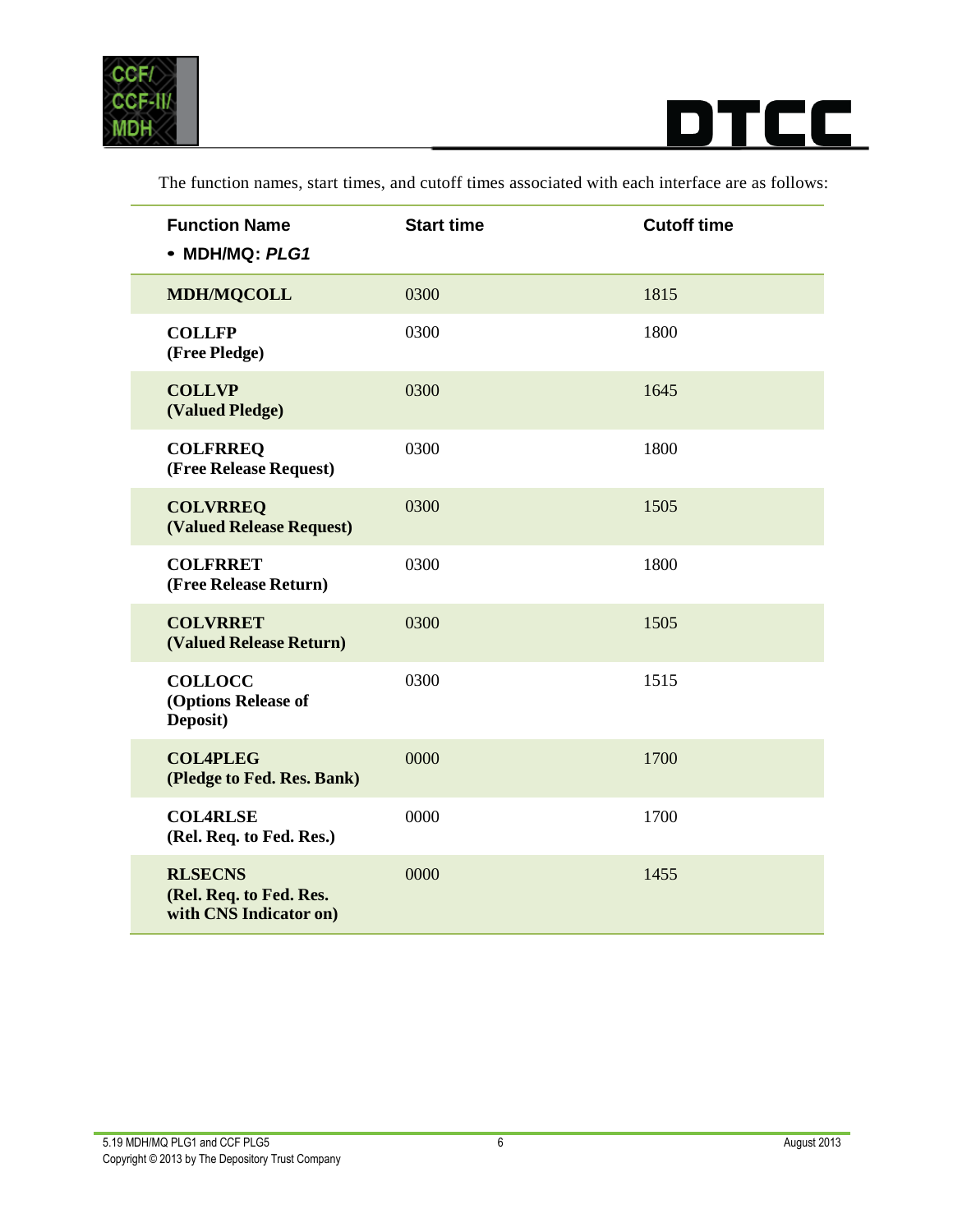The function names, start times, and cutoff times associated with each interface are as follows:

| Function Name<br>• **MDH/MQ: *PLG1*** | Start time | Cutoff time |
|---|---|---|
| **MDH/MQCOLL** | 0300 | 1815 |
| **COLLFP**<br>**(Free Pledge)** | 0300 | 1800 |
| **COLLVP**<br>**(Valued Pledge)** | 0300 | 1645 |
| **COLFRREQ**<br>**(Free Release Request)** | 0300 | 1800 |
| **COLVRREQ**<br>**(Valued Release Request)** | 0300 | 1505 |
| **COLFRRET**<br>**(Free Release Return)** | 0300 | 1800 |
| **COLVRRET**<br>**(Valued Release Return)** | 0300 | 1505 |
| **COLLOCC**<br>**(Options Release of Deposit)** | 0300 | 1515 |
| **COL4PLEG**<br>**(Pledge to Fed. Res. Bank)** | 0000 | 1700 |
| **COL4RLSE**<br>**(Rel. Req. to Fed. Res.)** | 0000 | 1700 |
| **RLSECNS**<br>**(Rel. Req. to Fed. Res. with CNS Indicator on)** | 0000 | 1455 |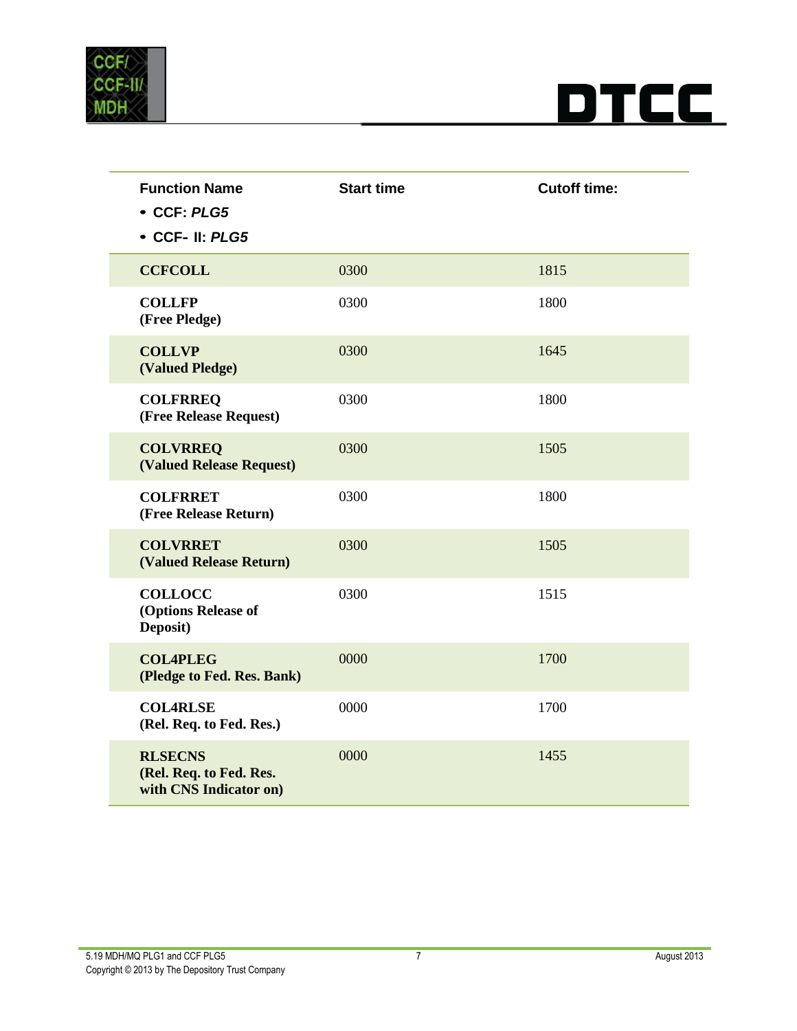| Function Name<br>• CCF: ***PLG5***<br>• CCF- II: ***PLG5*** | Start time | Cutoff time: |
|---|---|---|
| **CCFCOLL** | 0300 | 1815 |
| **COLLFP (Free Pledge)** | 0300 | 1800 |
| **COLLVP (Valued Pledge)** | 0300 | 1645 |
| **COLFRREQ (Free Release Request)** | 0300 | 1800 |
| **COLVRREQ (Valued Release Request)** | 0300 | 1505 |
| **COLFRRET (Free Release Return)** | 0300 | 1800 |
| **COLVRRET (Valued Release Return)** | 0300 | 1505 |
| **COLLOCC (Options Release of Deposit)** | 0300 | 1515 |
| **COL4PLEG (Pledge to Fed. Res. Bank)** | 0000 | 1700 |
| **COL4RLSE (Rel. Req. to Fed. Res.)** | 0000 | 1700 |
| **RLSECNS (Rel. Req. to Fed. Res. with CNS Indicator on)** | 0000 | 1455 |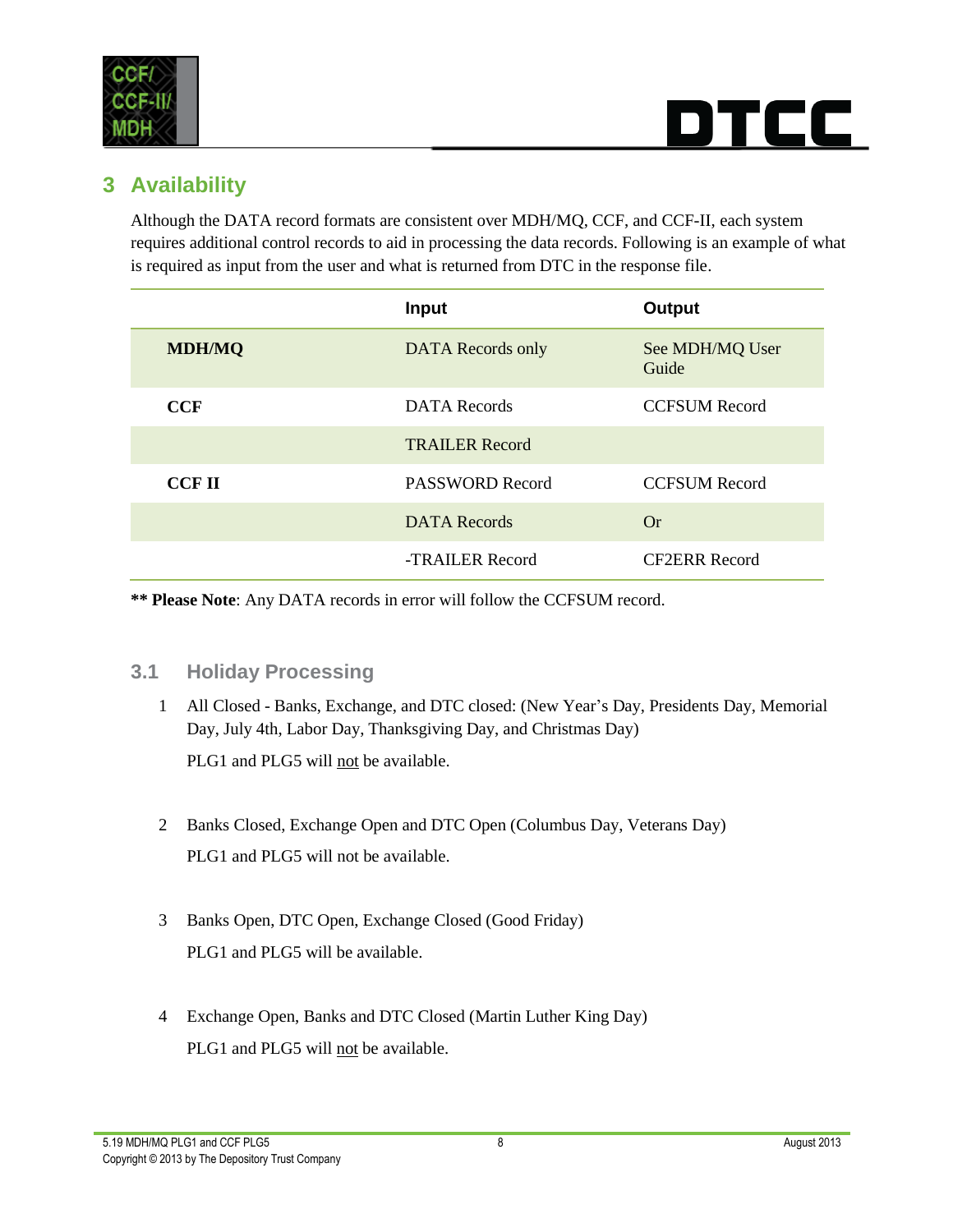# 3 Availability

Although the DATA record formats are consistent over MDH/MQ, CCF, and CCF-II, each system requires additional control records to aid in processing the data records. Following is an example of what is required as input from the user and what is returned from DTC in the response file.

| | Input | Output |
|---|---|---|
| **MDH/MQ** | DATA Records only | See MDH/MQ User Guide |
| **CCF** | DATA Records | CCFSUM Record |
| | TRAILER Record | |
| **CCF II** | PASSWORD Record | CCFSUM Record |
| | DATA Records | Or |
| | -TRAILER Record | CF2ERR Record |

**\*\* Please Note**: Any DATA records in error will follow the CCFSUM record.

## 3.1 Holiday Processing

1. All Closed - Banks, Exchange, and DTC closed: (New Year's Day, Presidents Day, Memorial Day, July 4th, Labor Day, Thanksgiving Day, and Christmas Day)

   PLG1 and PLG5 will not be available.

2. Banks Closed, Exchange Open and DTC Open (Columbus Day, Veterans Day)

   PLG1 and PLG5 will not be available.

3. Banks Open, DTC Open, Exchange Closed (Good Friday)

   PLG1 and PLG5 will be available.

4. Exchange Open, Banks and DTC Closed (Martin Luther King Day)

   PLG1 and PLG5 will not be available.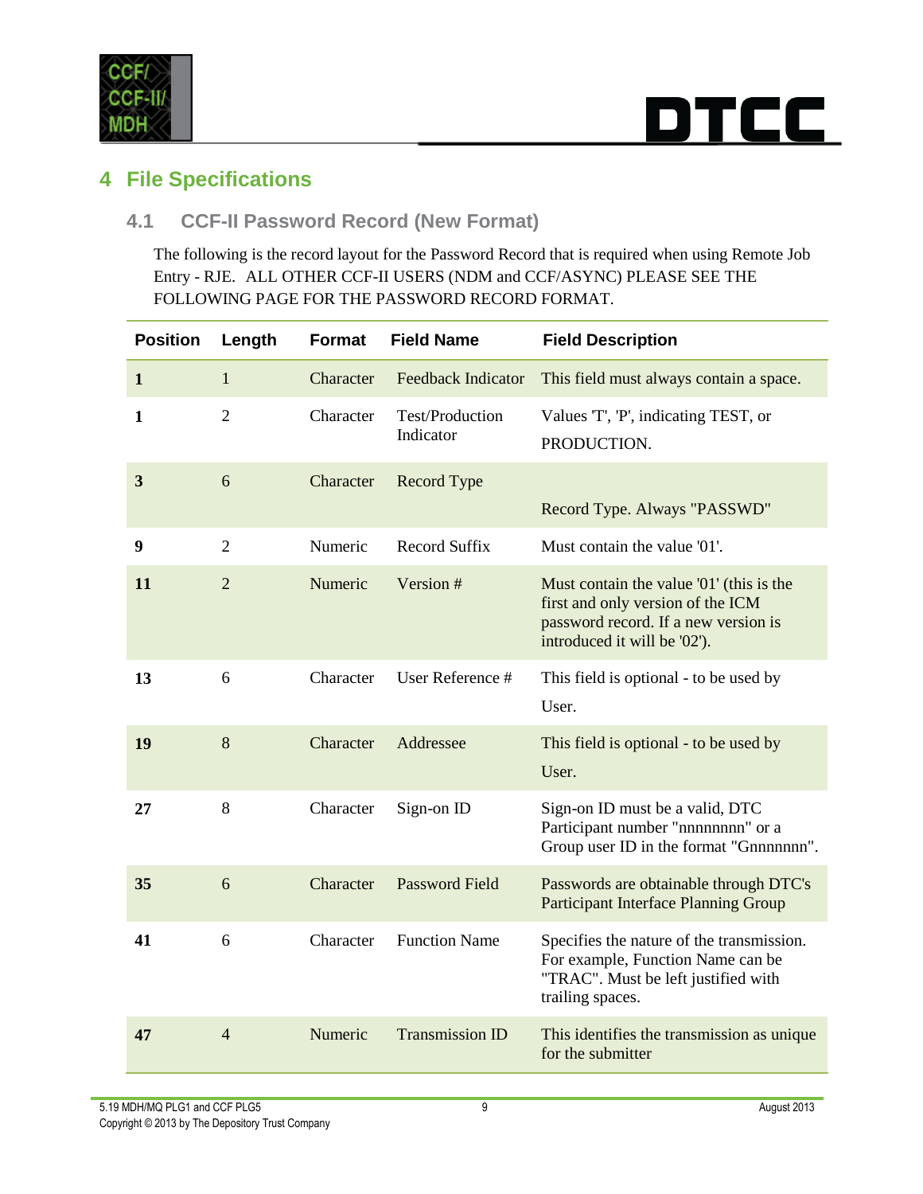# 4 File Specifications

## 4.1 CCF-II Password Record (New Format)

The following is the record layout for the Password Record that is required when using Remote Job Entry - RJE. ALL OTHER CCF-II USERS (NDM and CCF/ASYNC) PLEASE SEE THE FOLLOWING PAGE FOR THE PASSWORD RECORD FORMAT.

| Position | Length | Format | Field Name | Field Description |
|---|---|---|---|---|
| **1** | 1 | Character | Feedback Indicator | This field must always contain a space. |
| **1** | 2 | Character | Test/Production Indicator | Values 'T', 'P', indicating TEST, or PRODUCTION. |
| **3** | 6 | Character | Record Type | Record Type. Always "PASSWD" |
| **9** | 2 | Numeric | Record Suffix | Must contain the value '01'. |
| **11** | 2 | Numeric | Version # | Must contain the value '01' (this is the first and only version of the ICM password record. If a new version is introduced it will be '02'). |
| **13** | 6 | Character | User Reference # | This field is optional - to be used by User. |
| **19** | 8 | Character | Addressee | This field is optional - to be used by User. |
| **27** | 8 | Character | Sign-on ID | Sign-on ID must be a valid, DTC Participant number "nnnnnnnn" or a Group user ID in the format "Gnnnnnnn". |
| **35** | 6 | Character | Password Field | Passwords are obtainable through DTC's Participant Interface Planning Group |
| **41** | 6 | Character | Function Name | Specifies the nature of the transmission. For example, Function Name can be "TRAC". Must be left justified with trailing spaces. |
| **47** | 4 | Numeric | Transmission ID | This identifies the transmission as unique for the submitter |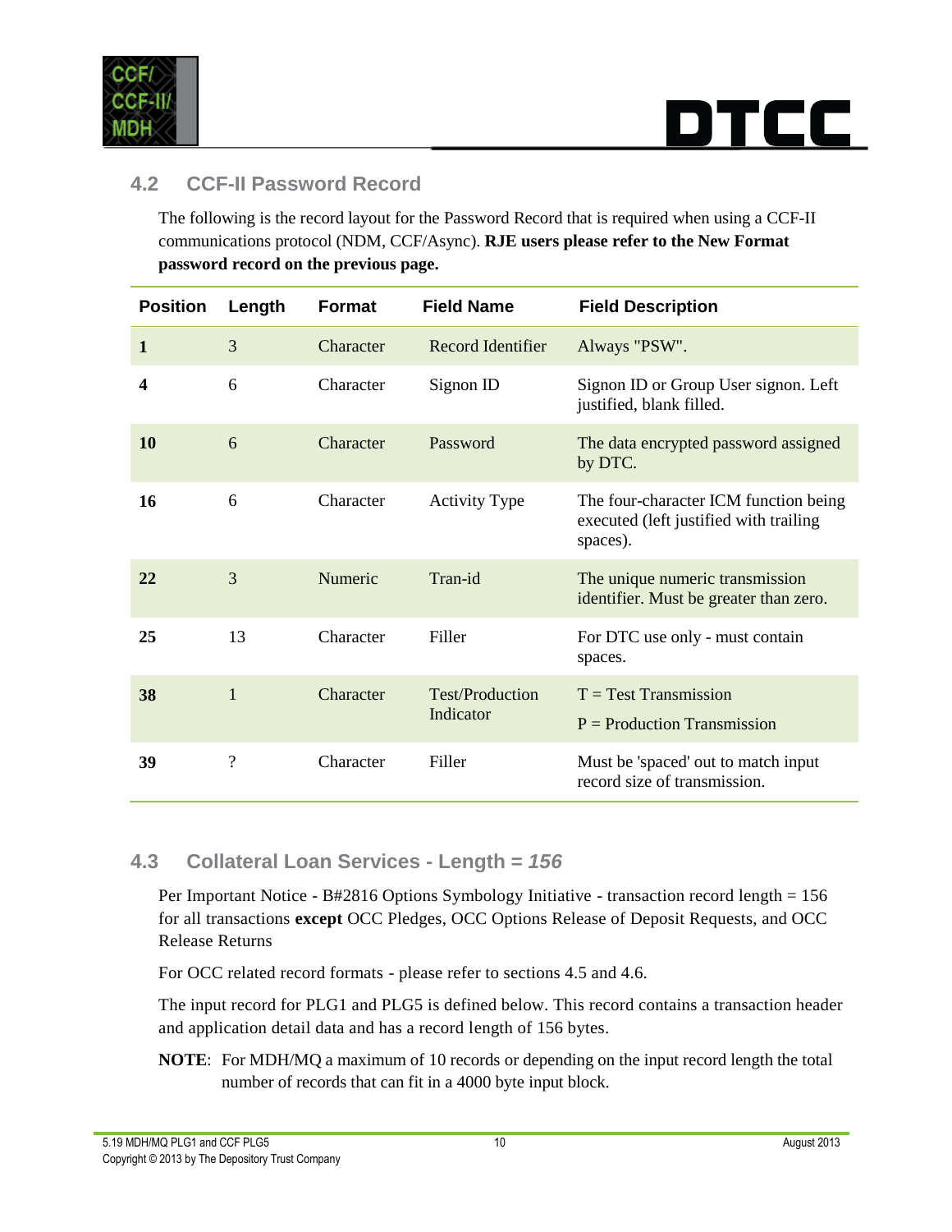## 4.2 CCF-II Password Record

The following is the record layout for the Password Record that is required when using a CCF-II communications protocol (NDM, CCF/Async). **RJE users please refer to the New Format password record on the previous page.**

| Position | Length | Format | Field Name | Field Description |
|---|---|---|---|---|
| **1** | 3 | Character | Record Identifier | Always "PSW". |
| **4** | 6 | Character | Signon ID | Signon ID or Group User signon. Left justified, blank filled. |
| **10** | 6 | Character | Password | The data encrypted password assigned by DTC. |
| **16** | 6 | Character | Activity Type | The four-character ICM function being executed (left justified with trailing spaces). |
| **22** | 3 | Numeric | Tran-id | The unique numeric transmission identifier. Must be greater than zero. |
| **25** | 13 | Character | Filler | For DTC use only - must contain spaces. |
| **38** | 1 | Character | Test/Production Indicator | T = Test Transmission<br>P = Production Transmission |
| **39** | ? | Character | Filler | Must be 'spaced' out to match input record size of transmission. |

## 4.3 Collateral Loan Services - Length = *156*

Per Important Notice - B#2816 Options Symbology Initiative - transaction record length = 156 for all transactions **except** OCC Pledges, OCC Options Release of Deposit Requests, and OCC Release Returns

For OCC related record formats - please refer to sections 4.5 and 4.6.

The input record for PLG1 and PLG5 is defined below. This record contains a transaction header and application detail data and has a record length of 156 bytes.

**NOTE**: For MDH/MQ a maximum of 10 records or depending on the input record length the total number of records that can fit in a 4000 byte input block.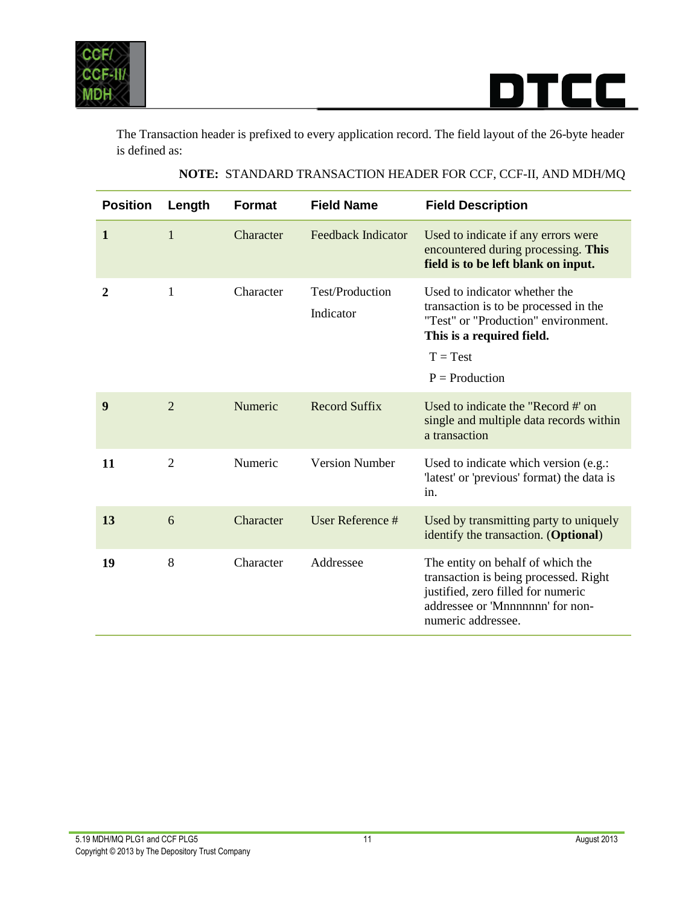The Transaction header is prefixed to every application record. The field layout of the 26-byte header is defined as:

**NOTE:** STANDARD TRANSACTION HEADER FOR CCF, CCF-II, AND MDH/MQ

| Position | Length | Format | Field Name | Field Description |
|---|---|---|---|---|
| **1** | 1 | Character | Feedback Indicator | Used to indicate if any errors were encountered during processing. **This field is to be left blank on input.** |
| **2** | 1 | Character | Test/Production Indicator | Used to indicator whether the transaction is to be processed in the "Test" or "Production" environment. **This is a required field.** T = Test P = Production |
| **9** | 2 | Numeric | Record Suffix | Used to indicate the "Record #' on single and multiple data records within a transaction |
| **11** | 2 | Numeric | Version Number | Used to indicate which version (e.g.: 'latest' or 'previous' format) the data is in. |
| **13** | 6 | Character | User Reference # | Used by transmitting party to uniquely identify the transaction. (**Optional**) |
| **19** | 8 | Character | Addressee | The entity on behalf of which the transaction is being processed. Right justified, zero filled for numeric addressee or 'Mnnnnnnn' for non-numeric addressee. |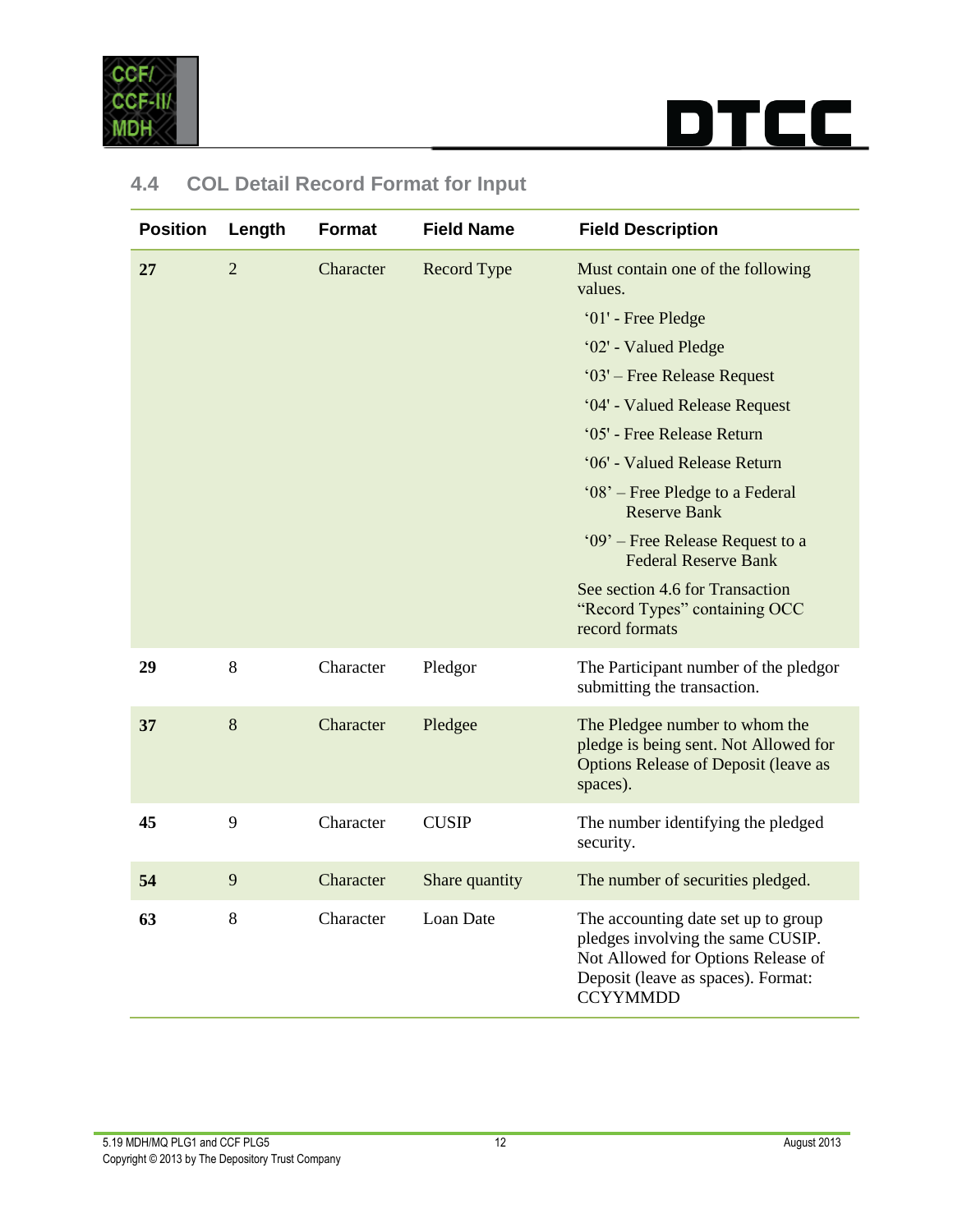## 4.4 COL Detail Record Format for Input

| Position | Length | Format | Field Name | Field Description |
|---|---|---|---|---|
| **27** | 2 | Character | Record Type | Must contain one of the following values.<br>'01' - Free Pledge<br>'02' - Valued Pledge<br>'03' – Free Release Request<br>'04' - Valued Release Request<br>'05' - Free Release Return<br>'06' - Valued Release Return<br>'08' – Free Pledge to a Federal Reserve Bank<br>'09' – Free Release Request to a Federal Reserve Bank<br>See section 4.6 for Transaction "Record Types" containing OCC record formats |
| **29** | 8 | Character | Pledgor | The Participant number of the pledgor submitting the transaction. |
| **37** | 8 | Character | Pledgee | The Pledgee number to whom the pledge is being sent. Not Allowed for Options Release of Deposit (leave as spaces). |
| **45** | 9 | Character | CUSIP | The number identifying the pledged security. |
| **54** | 9 | Character | Share quantity | The number of securities pledged. |
| **63** | 8 | Character | Loan Date | The accounting date set up to group pledges involving the same CUSIP. Not Allowed for Options Release of Deposit (leave as spaces). Format: CCYYMMDD |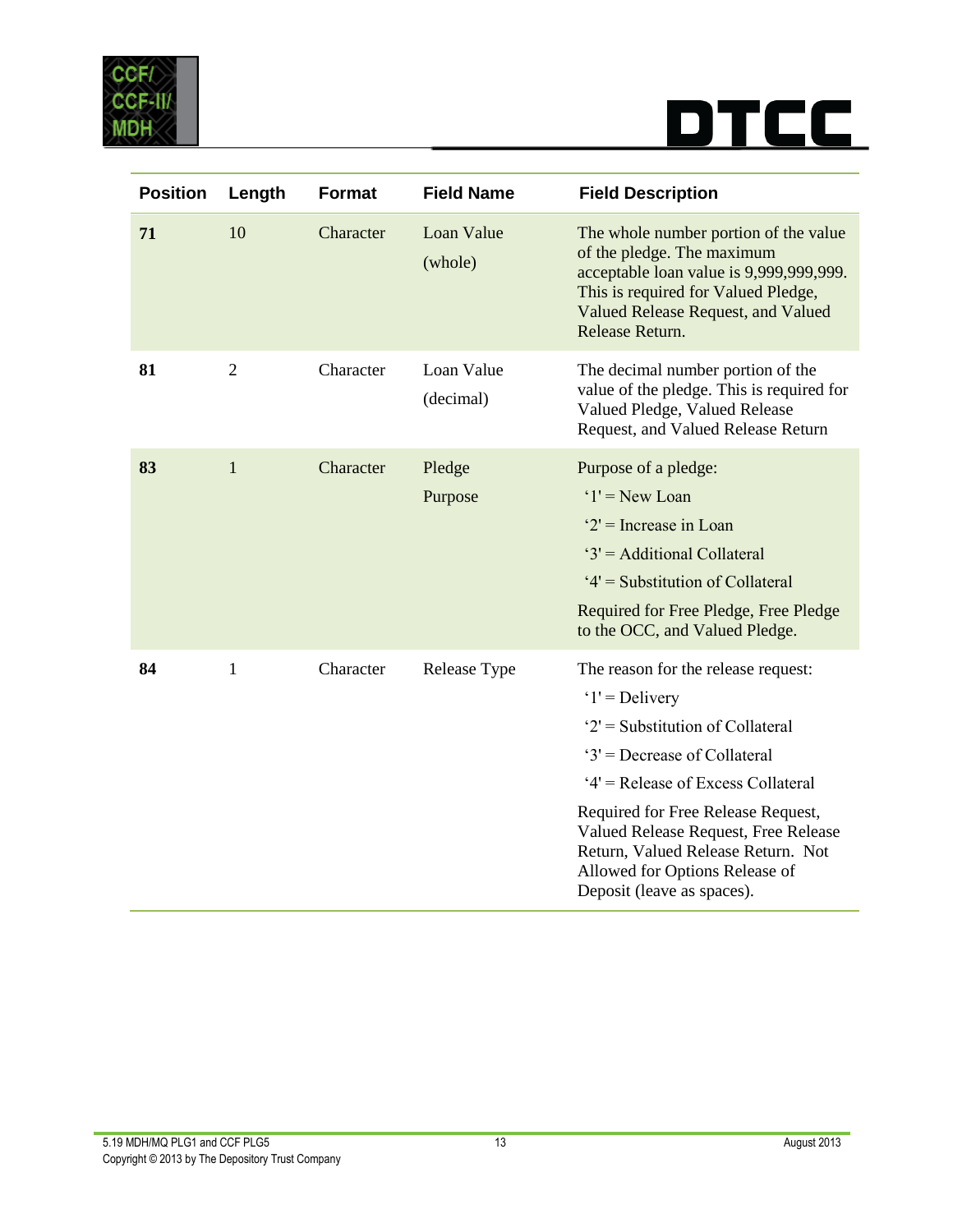| Position | Length | Format | Field Name | Field Description |
|---|---|---|---|---|
| **71** | 10 | Character | Loan Value (whole) | The whole number portion of the value of the pledge. The maximum acceptable loan value is 9,999,999,999. This is required for Valued Pledge, Valued Release Request, and Valued Release Return. |
| **81** | 2 | Character | Loan Value (decimal) | The decimal number portion of the value of the pledge. This is required for Valued Pledge, Valued Release Request, and Valued Release Return |
| **83** | 1 | Character | Pledge Purpose | Purpose of a pledge:<br>'1' = New Loan<br>'2' = Increase in Loan<br>'3' = Additional Collateral<br>'4' = Substitution of Collateral<br>Required for Free Pledge, Free Pledge to the OCC, and Valued Pledge. |
| **84** | 1 | Character | Release Type | The reason for the release request:<br>'1' = Delivery<br>'2' = Substitution of Collateral<br>'3' = Decrease of Collateral<br>'4' = Release of Excess Collateral<br>Required for Free Release Request, Valued Release Request, Free Release Return, Valued Release Return. Not Allowed for Options Release of Deposit (leave as spaces). |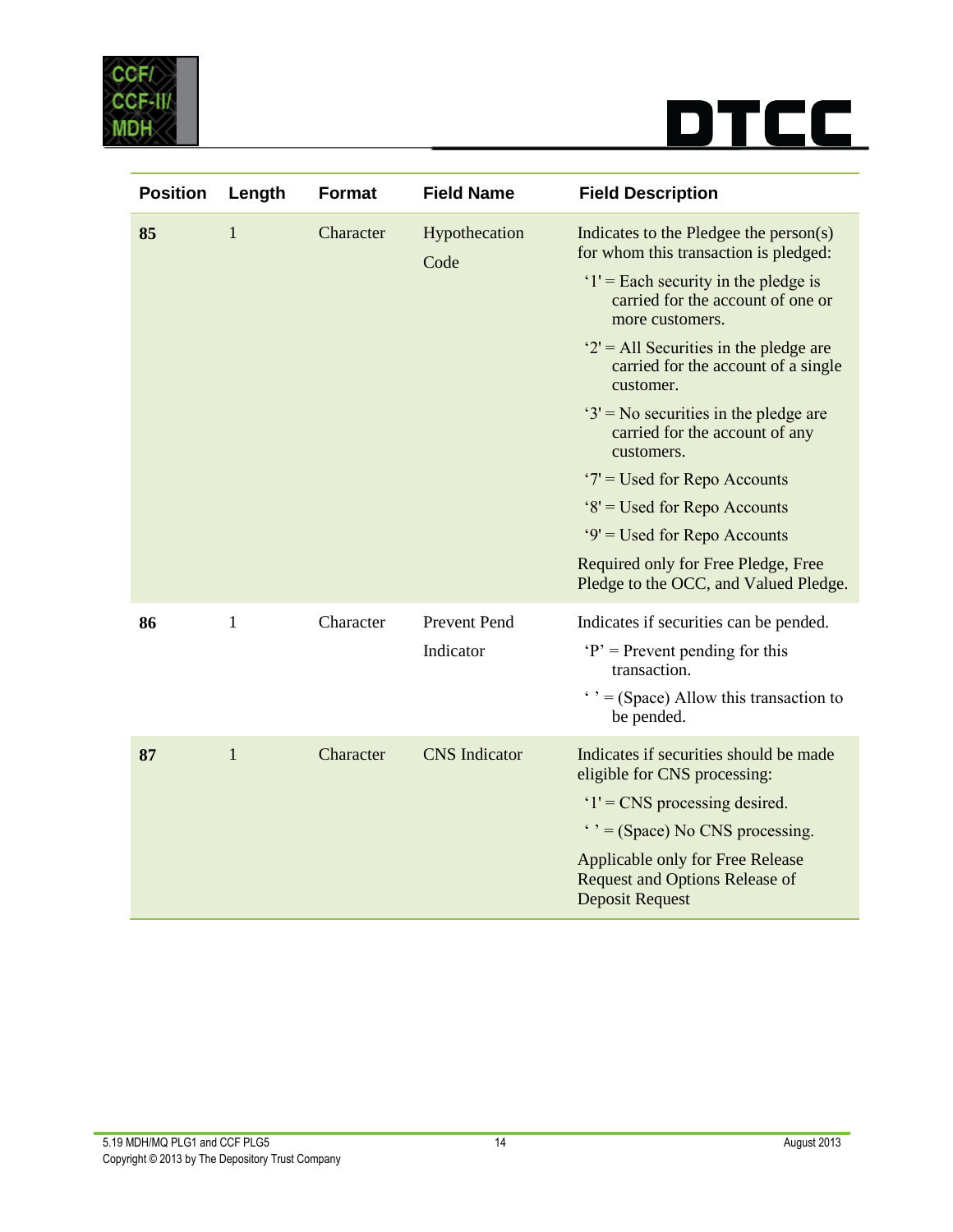| Position | Length | Format | Field Name | Field Description |
|---|---|---|---|---|
| **85** | 1 | Character | Hypothecation Code | Indicates to the Pledgee the person(s) for whom this transaction is pledged: '1' = Each security in the pledge is carried for the account of one or more customers. '2' = All Securities in the pledge are carried for the account of a single customer. '3' = No securities in the pledge are carried for the account of any customers. '7' = Used for Repo Accounts '8' = Used for Repo Accounts '9' = Used for Repo Accounts Required only for Free Pledge, Free Pledge to the OCC, and Valued Pledge. |
| **86** | 1 | Character | Prevent Pend Indicator | Indicates if securities can be pended. 'P' = Prevent pending for this transaction. ' ' = (Space) Allow this transaction to be pended. |
| **87** | 1 | Character | CNS Indicator | Indicates if securities should be made eligible for CNS processing: '1' = CNS processing desired. ' ' = (Space) No CNS processing. Applicable only for Free Release Request and Options Release of Deposit Request |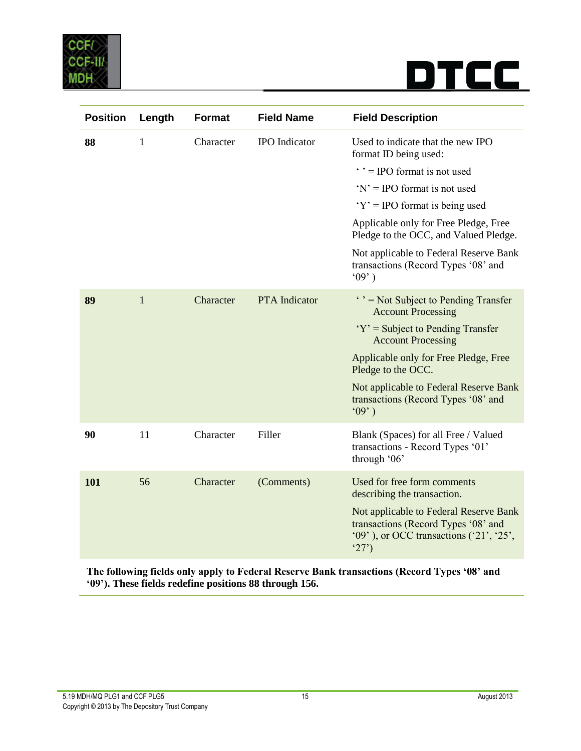| Position | Length | Format | Field Name | Field Description |
|---|---|---|---|---|
| **88** | 1 | Character | IPO Indicator | Used to indicate that the new IPO format ID being used:<br>' ' = IPO format is not used<br>'N' = IPO format is not used<br>'Y' = IPO format is being used<br>Applicable only for Free Pledge, Free Pledge to the OCC, and Valued Pledge.<br>Not applicable to Federal Reserve Bank transactions (Record Types '08' and '09' ) |
| **89** | 1 | Character | PTA Indicator | ' ' = Not Subject to Pending Transfer Account Processing<br>'Y' = Subject to Pending Transfer Account Processing<br>Applicable only for Free Pledge, Free Pledge to the OCC.<br>Not applicable to Federal Reserve Bank transactions (Record Types '08' and '09' ) |
| **90** | 11 | Character | Filler | Blank (Spaces) for all Free / Valued transactions - Record Types '01' through '06' |
| **101** | 56 | Character | (Comments) | Used for free form comments describing the transaction.<br>Not applicable to Federal Reserve Bank transactions (Record Types '08' and '09' ), or OCC transactions ('21', '25', '27') |

**The following fields only apply to Federal Reserve Bank transactions (Record Types '08' and '09'). These fields redefine positions 88 through 156.**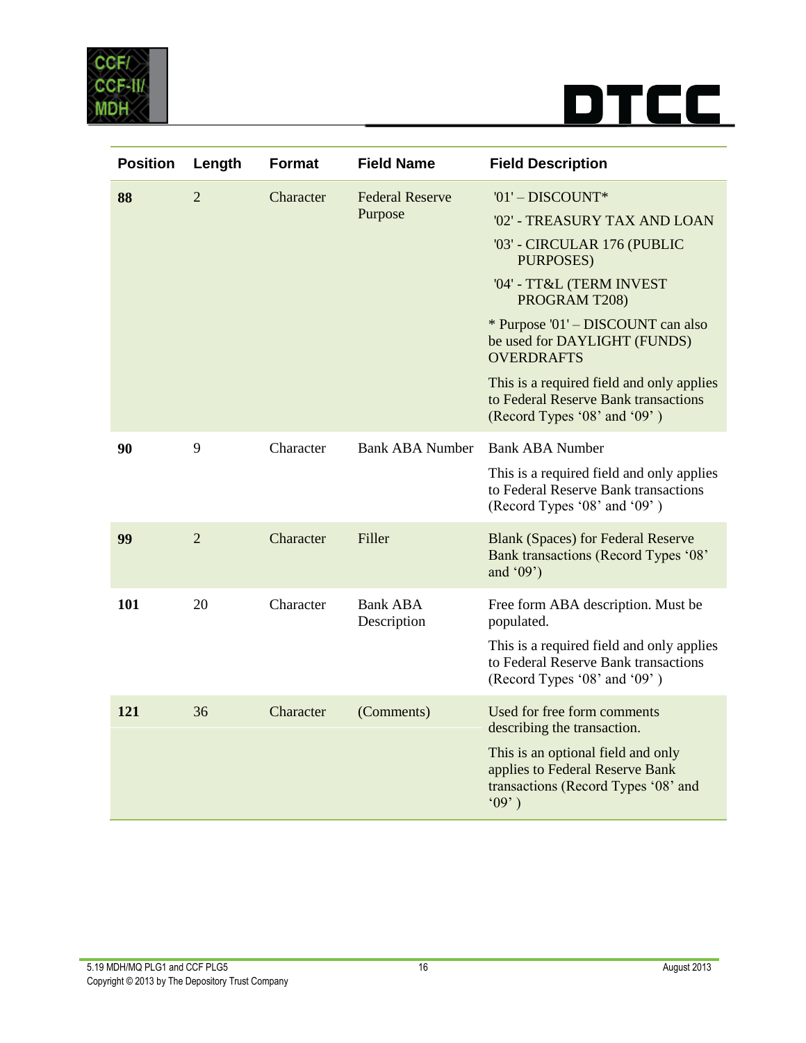| Position | Length | Format | Field Name | Field Description |
|---|---|---|---|---|
| **88** | 2 | Character | Federal Reserve Purpose | '01' – DISCOUNT*<br>'02' - TREASURY TAX AND LOAN<br>'03' - CIRCULAR 176 (PUBLIC PURPOSES)<br>'04' - TT&L (TERM INVEST PROGRAM T208)<br>* Purpose '01' – DISCOUNT can also be used for DAYLIGHT (FUNDS) OVERDRAFTS<br>This is a required field and only applies to Federal Reserve Bank transactions (Record Types '08' and '09' ) |
| **90** | 9 | Character | Bank ABA Number | Bank ABA Number<br>This is a required field and only applies to Federal Reserve Bank transactions (Record Types '08' and '09' ) |
| **99** | 2 | Character | Filler | Blank (Spaces) for Federal Reserve Bank transactions (Record Types '08' and '09') |
| **101** | 20 | Character | Bank ABA Description | Free form ABA description. Must be populated.<br>This is a required field and only applies to Federal Reserve Bank transactions (Record Types '08' and '09' ) |
| **121** | 36 | Character | (Comments) | Used for free form comments describing the transaction.<br>This is an optional field and only applies to Federal Reserve Bank transactions (Record Types '08' and '09' ) |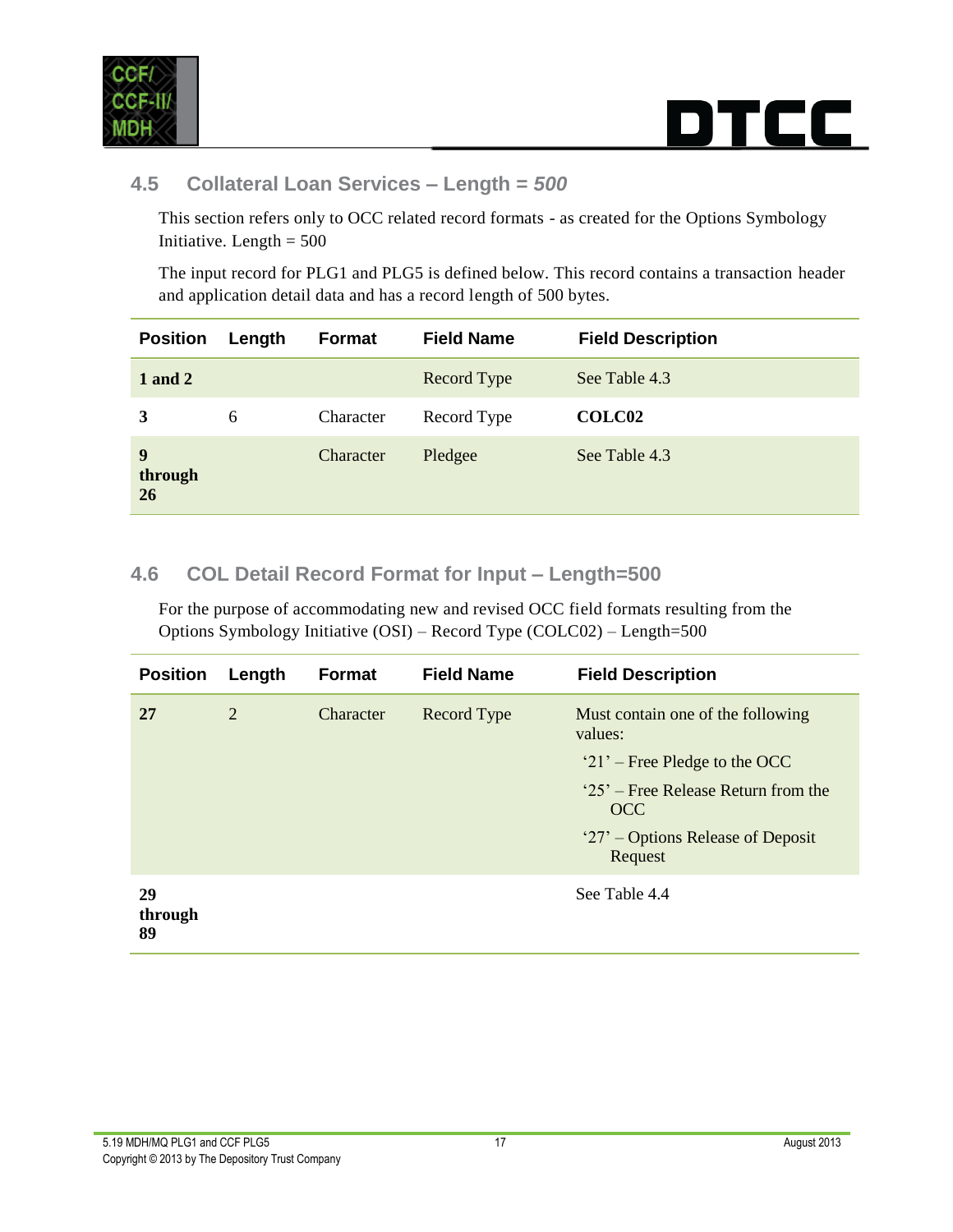## 4.5 Collateral Loan Services – Length = *500*

This section refers only to OCC related record formats - as created for the Options Symbology Initiative. Length = 500

The input record for PLG1 and PLG5 is defined below. This record contains a transaction header and application detail data and has a record length of 500 bytes.

| Position | Length | Format | Field Name | Field Description |
|---|---|---|---|---|
| **1 and 2** | | | Record Type | See Table 4.3 |
| **3** | 6 | Character | Record Type | **COLC02** |
| **9 through 26** | | Character | Pledgee | See Table 4.3 |

## 4.6 COL Detail Record Format for Input – Length=500

For the purpose of accommodating new and revised OCC field formats resulting from the Options Symbology Initiative (OSI) – Record Type (COLC02) – Length=500

| Position | Length | Format | Field Name | Field Description |
|---|---|---|---|---|
| **27** | 2 | Character | Record Type | Must contain one of the following values:<br>'21' – Free Pledge to the OCC<br>'25' – Free Release Return from the OCC<br>'27' – Options Release of Deposit Request |
| **29 through 89** | | | | See Table 4.4 |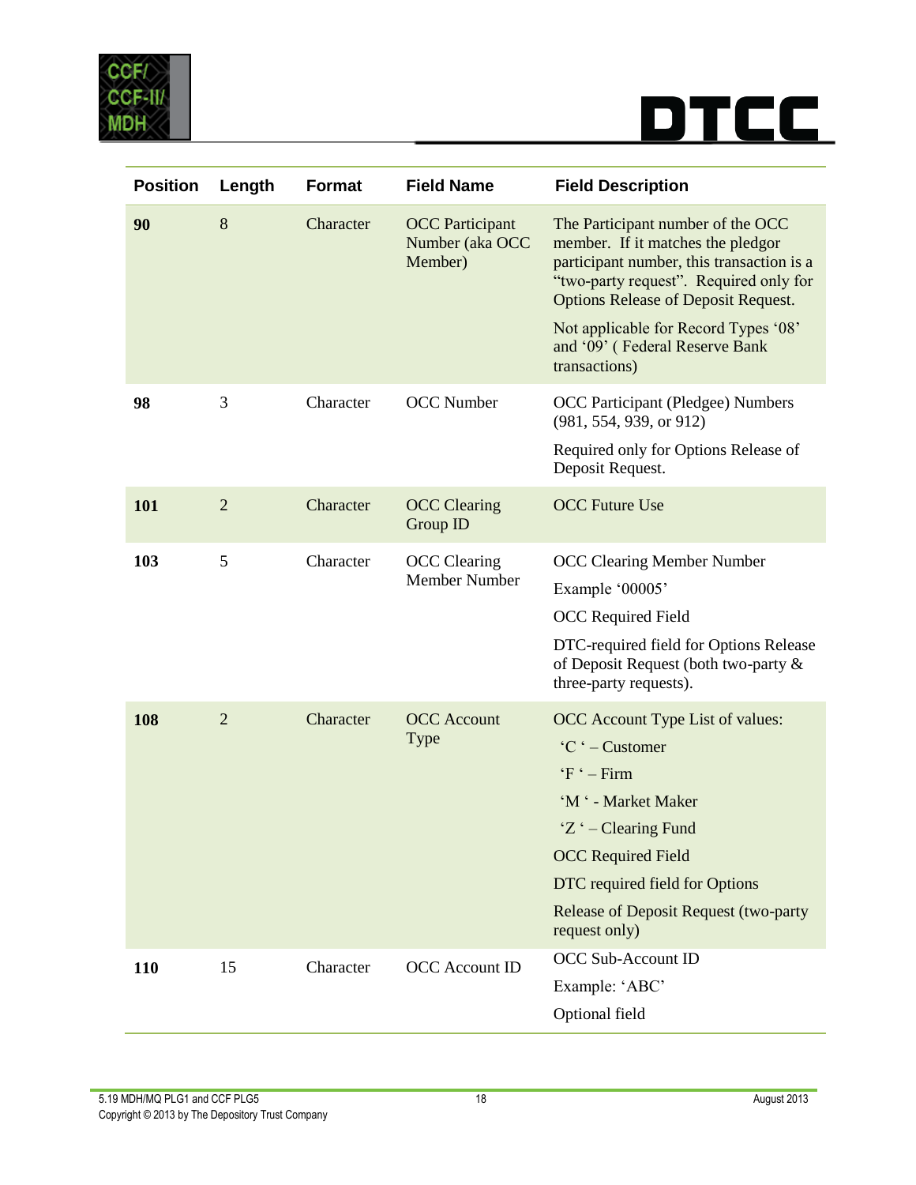| Position | Length | Format | Field Name | Field Description |
|---|---|---|---|---|
| **90** | 8 | Character | OCC Participant Number (aka OCC Member) | The Participant number of the OCC member. If it matches the pledgor participant number, this transaction is a "two-party request". Required only for Options Release of Deposit Request.<br><br>Not applicable for Record Types '08' and '09' ( Federal Reserve Bank transactions) |
| **98** | 3 | Character | OCC Number | OCC Participant (Pledgee) Numbers (981, 554, 939, or 912)<br><br>Required only for Options Release of Deposit Request. |
| **101** | 2 | Character | OCC Clearing Group ID | OCC Future Use |
| **103** | 5 | Character | OCC Clearing Member Number | OCC Clearing Member Number<br><br>Example '00005'<br><br>OCC Required Field<br><br>DTC-required field for Options Release of Deposit Request (both two-party & three-party requests). |
| **108** | 2 | Character | OCC Account Type | OCC Account Type List of values:<br>'C ' – Customer<br>'F ' – Firm<br>'M ' - Market Maker<br>'Z ' – Clearing Fund<br><br>OCC Required Field<br><br>DTC required field for Options<br><br>Release of Deposit Request (two-party request only) |
| **110** | 15 | Character | OCC Account ID | OCC Sub-Account ID<br><br>Example: 'ABC'<br><br>Optional field |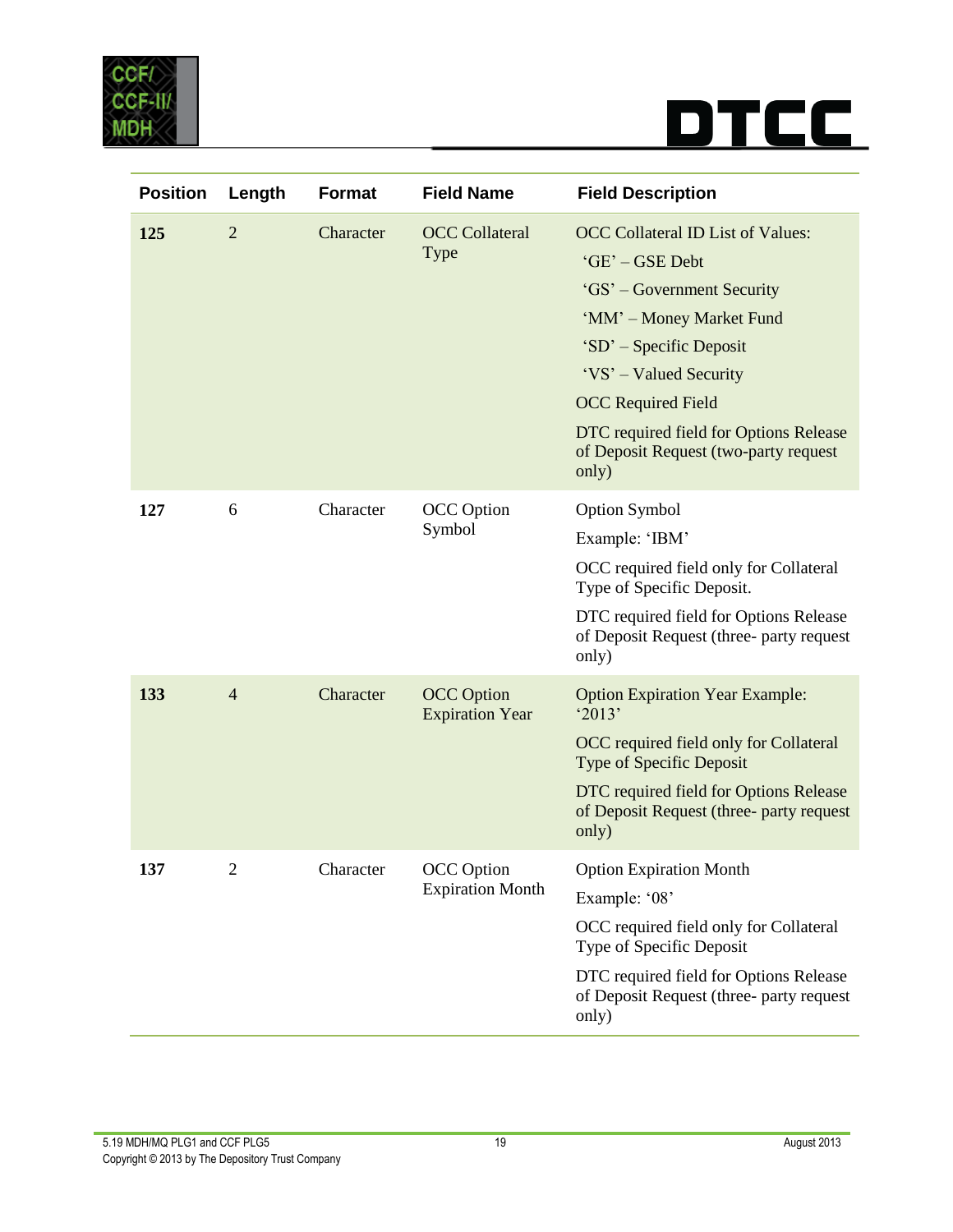| Position | Length | Format | Field Name | Field Description |
|---|---|---|---|---|
| **125** | 2 | Character | OCC Collateral Type | OCC Collateral ID List of Values:<br>'GE' – GSE Debt<br>'GS' – Government Security<br>'MM' – Money Market Fund<br>'SD' – Specific Deposit<br>'VS' – Valued Security<br>OCC Required Field<br>DTC required field for Options Release of Deposit Request (two-party request only) |
| **127** | 6 | Character | OCC Option Symbol | Option Symbol<br>Example: 'IBM'<br>OCC required field only for Collateral Type of Specific Deposit.<br>DTC required field for Options Release of Deposit Request (three- party request only) |
| **133** | 4 | Character | OCC Option Expiration Year | Option Expiration Year Example: '2013'<br>OCC required field only for Collateral Type of Specific Deposit<br>DTC required field for Options Release of Deposit Request (three- party request only) |
| **137** | 2 | Character | OCC Option Expiration Month | Option Expiration Month<br>Example: '08'<br>OCC required field only for Collateral Type of Specific Deposit<br>DTC required field for Options Release of Deposit Request (three- party request only) |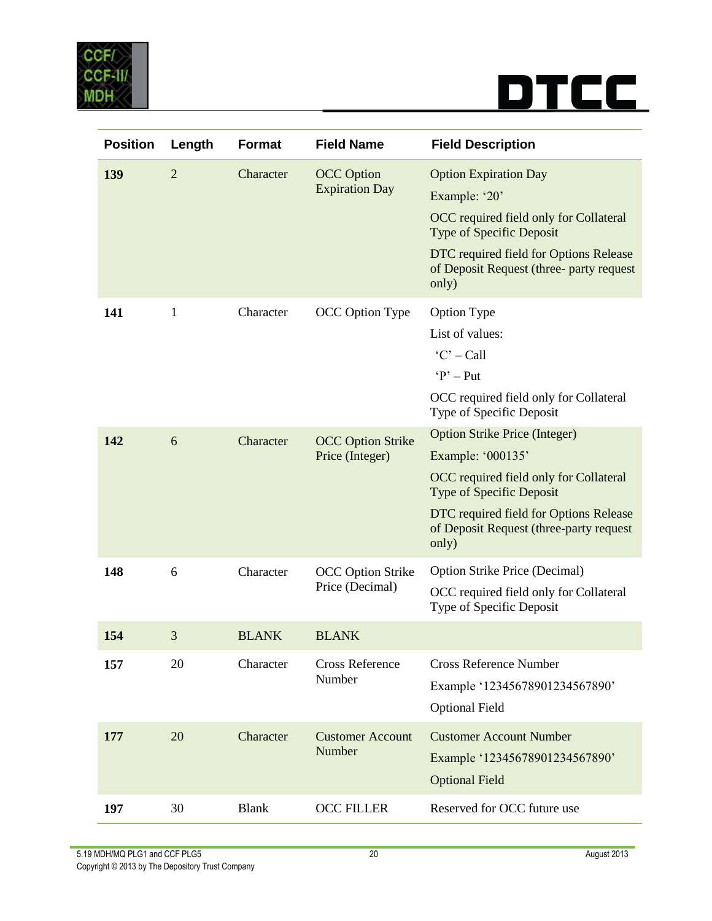| Position | Length | Format | Field Name | Field Description |
|---|---|---|---|---|
| **139** | 2 | Character | OCC Option Expiration Day | Option Expiration Day<br>Example: '20'<br>OCC required field only for Collateral Type of Specific Deposit<br>DTC required field for Options Release of Deposit Request (three- party request only) |
| **141** | 1 | Character | OCC Option Type | Option Type<br>List of values:<br>'C' – Call<br>'P' – Put<br>OCC required field only for Collateral Type of Specific Deposit |
| **142** | 6 | Character | OCC Option Strike Price (Integer) | Option Strike Price (Integer)<br>Example: '000135'<br>OCC required field only for Collateral Type of Specific Deposit<br>DTC required field for Options Release of Deposit Request (three-party request only) |
| **148** | 6 | Character | OCC Option Strike Price (Decimal) | Option Strike Price (Decimal)<br>OCC required field only for Collateral Type of Specific Deposit |
| **154** | 3 | BLANK | BLANK | |
| **157** | 20 | Character | Cross Reference Number | Cross Reference Number<br>Example '12345678901234567890'<br>Optional Field |
| **177** | 20 | Character | Customer Account Number | Customer Account Number<br>Example '12345678901234567890'<br>Optional Field |
| **197** | 30 | Blank | OCC FILLER | Reserved for OCC future use |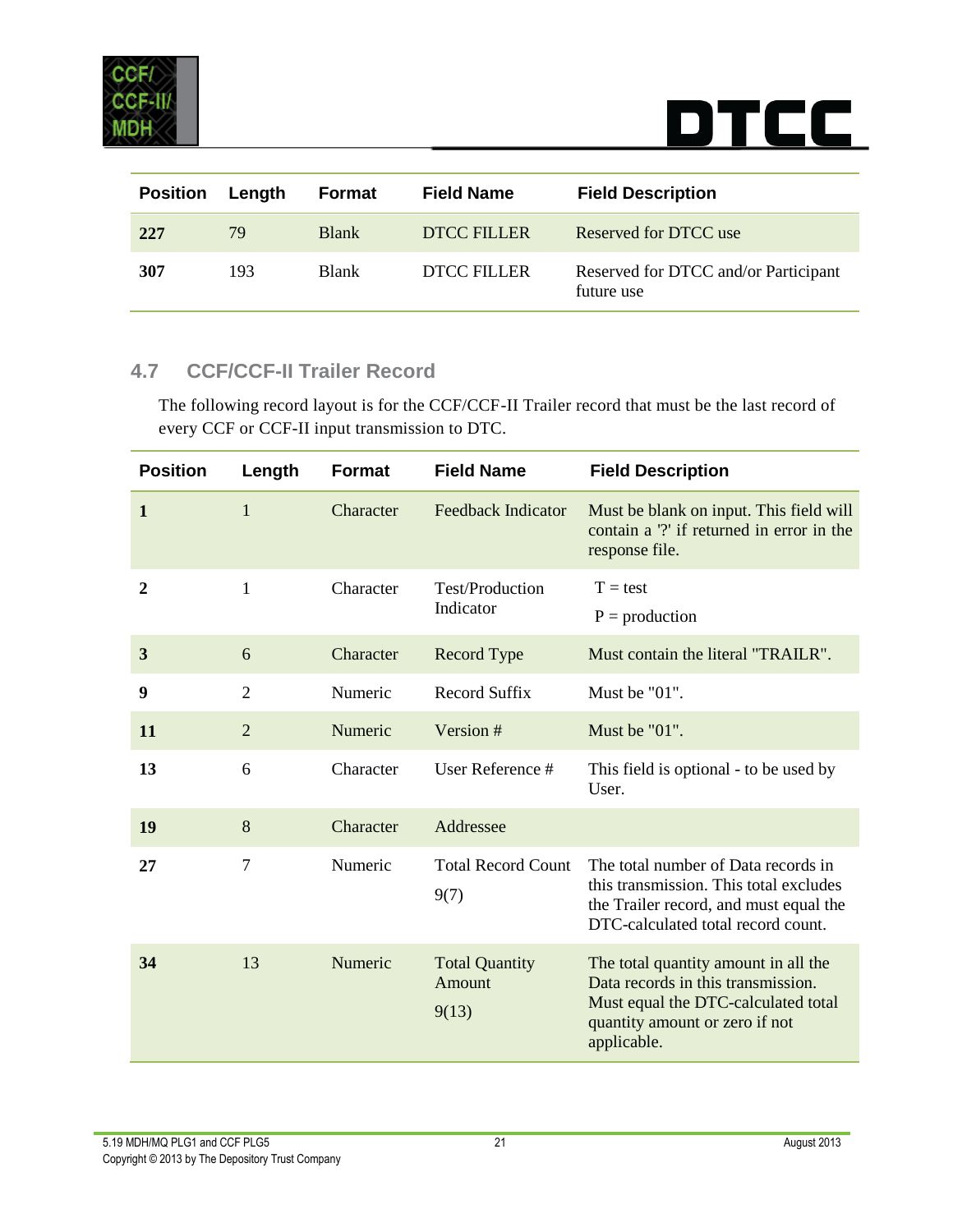| Position | Length | Format | Field Name | Field Description |
|---|---|---|---|---|
| **227** | 79 | Blank | DTCC FILLER | Reserved for DTCC use |
| **307** | 193 | Blank | DTCC FILLER | Reserved for DTCC and/or Participant future use |

## 4.7 CCF/CCF-II Trailer Record

The following record layout is for the CCF/CCF-II Trailer record that must be the last record of every CCF or CCF-II input transmission to DTC.

| Position | Length | Format | Field Name | Field Description |
|---|---|---|---|---|
| **1** | 1 | Character | Feedback Indicator | Must be blank on input. This field will contain a '?' if returned in error in the response file. |
| **2** | 1 | Character | Test/Production Indicator | T = test<br>P = production |
| **3** | 6 | Character | Record Type | Must contain the literal "TRAILR". |
| **9** | 2 | Numeric | Record Suffix | Must be "01". |
| **11** | 2 | Numeric | Version # | Must be "01". |
| **13** | 6 | Character | User Reference # | This field is optional - to be used by User. |
| **19** | 8 | Character | Addressee | |
| **27** | 7 | Numeric | Total Record Count<br>9(7) | The total number of Data records in this transmission. This total excludes the Trailer record, and must equal the DTC-calculated total record count. |
| **34** | 13 | Numeric | Total Quantity Amount<br>9(13) | The total quantity amount in all the Data records in this transmission. Must equal the DTC-calculated total quantity amount or zero if not applicable. |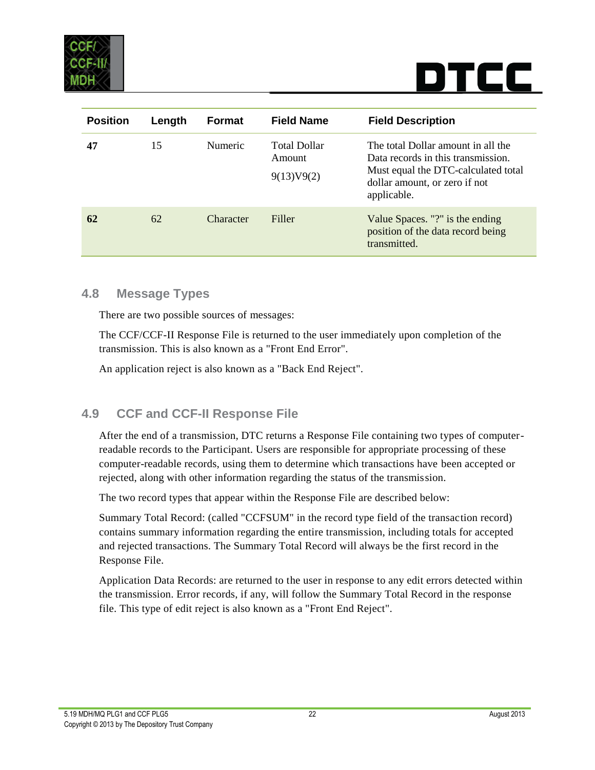| Position | Length | Format | Field Name | Field Description |
|---|---|---|---|---|
| **47** | 15 | Numeric | Total Dollar Amount<br>9(13)V9(2) | The total Dollar amount in all the Data records in this transmission. Must equal the DTC-calculated total dollar amount, or zero if not applicable. |
| **62** | 62 | Character | Filler | Value Spaces. "?" is the ending position of the data record being transmitted. |

## 4.8 Message Types

There are two possible sources of messages:

The CCF/CCF-II Response File is returned to the user immediately upon completion of the transmission. This is also known as a "Front End Error".

An application reject is also known as a "Back End Reject".

## 4.9 CCF and CCF-II Response File

After the end of a transmission, DTC returns a Response File containing two types of computer-readable records to the Participant. Users are responsible for appropriate processing of these computer-readable records, using them to determine which transactions have been accepted or rejected, along with other information regarding the status of the transmission.

The two record types that appear within the Response File are described below:

Summary Total Record: (called "CCFSUM" in the record type field of the transaction record) contains summary information regarding the entire transmission, including totals for accepted and rejected transactions. The Summary Total Record will always be the first record in the Response File.

Application Data Records: are returned to the user in response to any edit errors detected within the transmission. Error records, if any, will follow the Summary Total Record in the response file. This type of edit reject is also known as a "Front End Reject".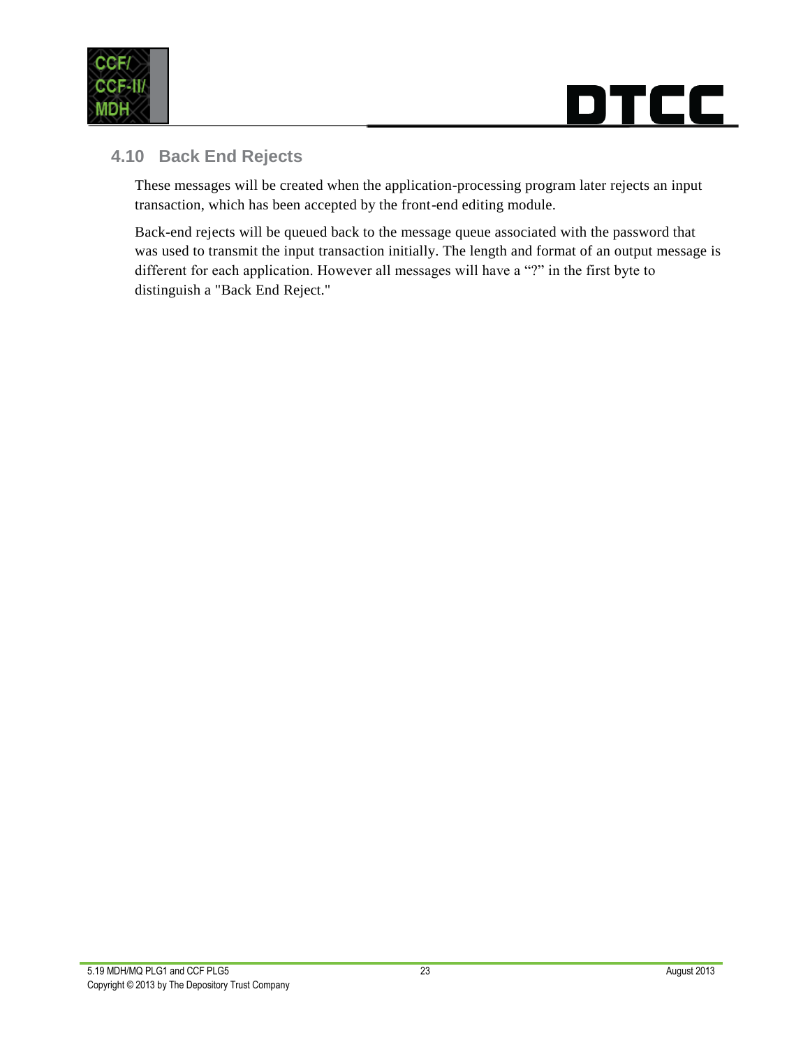## 4.10 Back End Rejects

These messages will be created when the application-processing program later rejects an input transaction, which has been accepted by the front-end editing module.

Back-end rejects will be queued back to the message queue associated with the password that was used to transmit the input transaction initially. The length and format of an output message is different for each application. However all messages will have a "?" in the first byte to distinguish a "Back End Reject."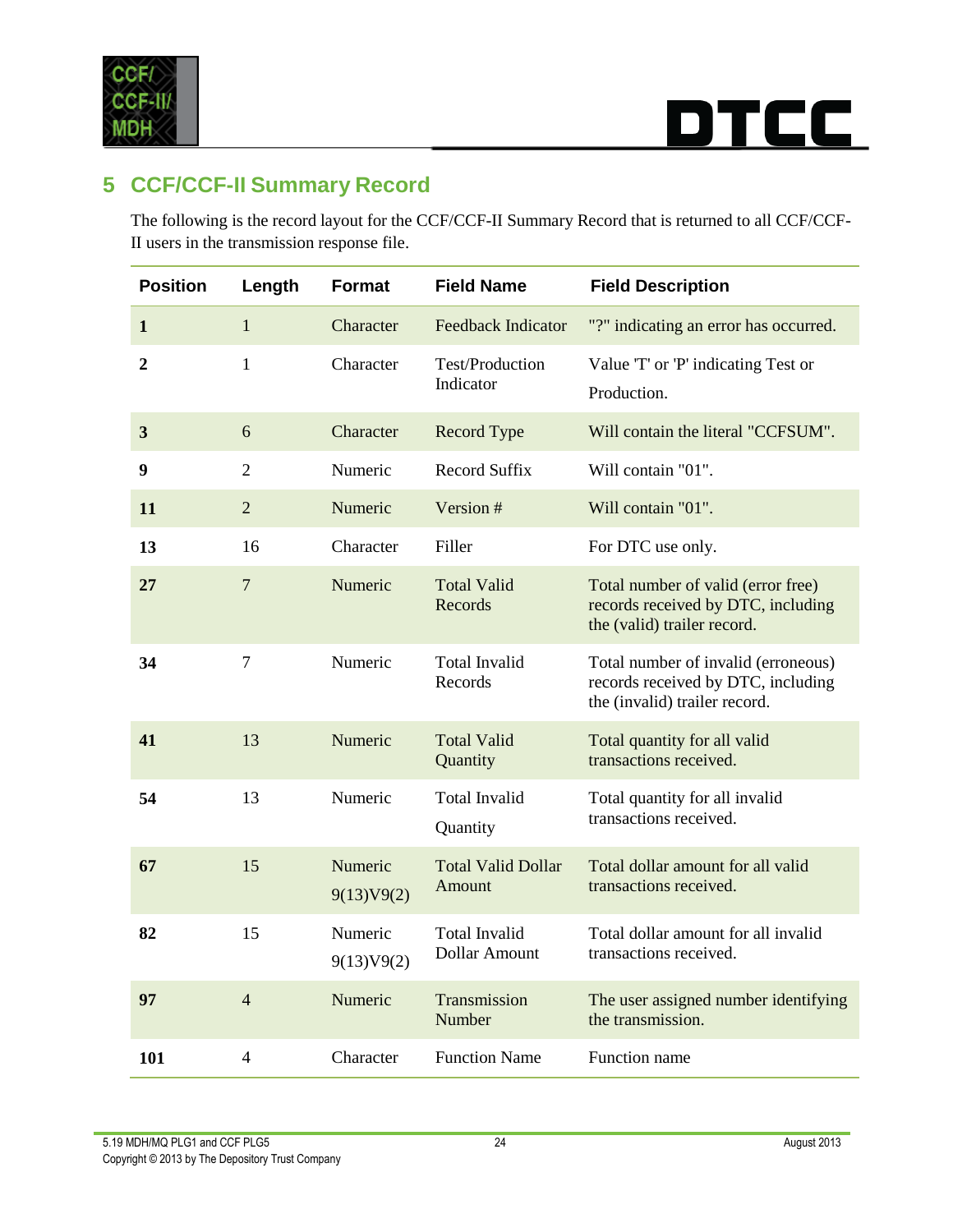## 5 CCF/CCF-II Summary Record

The following is the record layout for the CCF/CCF-II Summary Record that is returned to all CCF/CCF-II users in the transmission response file.

| Position | Length | Format | Field Name | Field Description |
|---|---|---|---|---|
| **1** | 1 | Character | Feedback Indicator | "?" indicating an error has occurred. |
| **2** | 1 | Character | Test/Production Indicator | Value 'T' or 'P' indicating Test or Production. |
| **3** | 6 | Character | Record Type | Will contain the literal "CCFSUM". |
| **9** | 2 | Numeric | Record Suffix | Will contain "01". |
| **11** | 2 | Numeric | Version # | Will contain "01". |
| **13** | 16 | Character | Filler | For DTC use only. |
| **27** | 7 | Numeric | Total Valid Records | Total number of valid (error free) records received by DTC, including the (valid) trailer record. |
| **34** | 7 | Numeric | Total Invalid Records | Total number of invalid (erroneous) records received by DTC, including the (invalid) trailer record. |
| **41** | 13 | Numeric | Total Valid Quantity | Total quantity for all valid transactions received. |
| **54** | 13 | Numeric | Total Invalid Quantity | Total quantity for all invalid transactions received. |
| **67** | 15 | Numeric 9(13)V9(2) | Total Valid Dollar Amount | Total dollar amount for all valid transactions received. |
| **82** | 15 | Numeric 9(13)V9(2) | Total Invalid Dollar Amount | Total dollar amount for all invalid transactions received. |
| **97** | 4 | Numeric | Transmission Number | The user assigned number identifying the transmission. |
| **101** | 4 | Character | Function Name | Function name |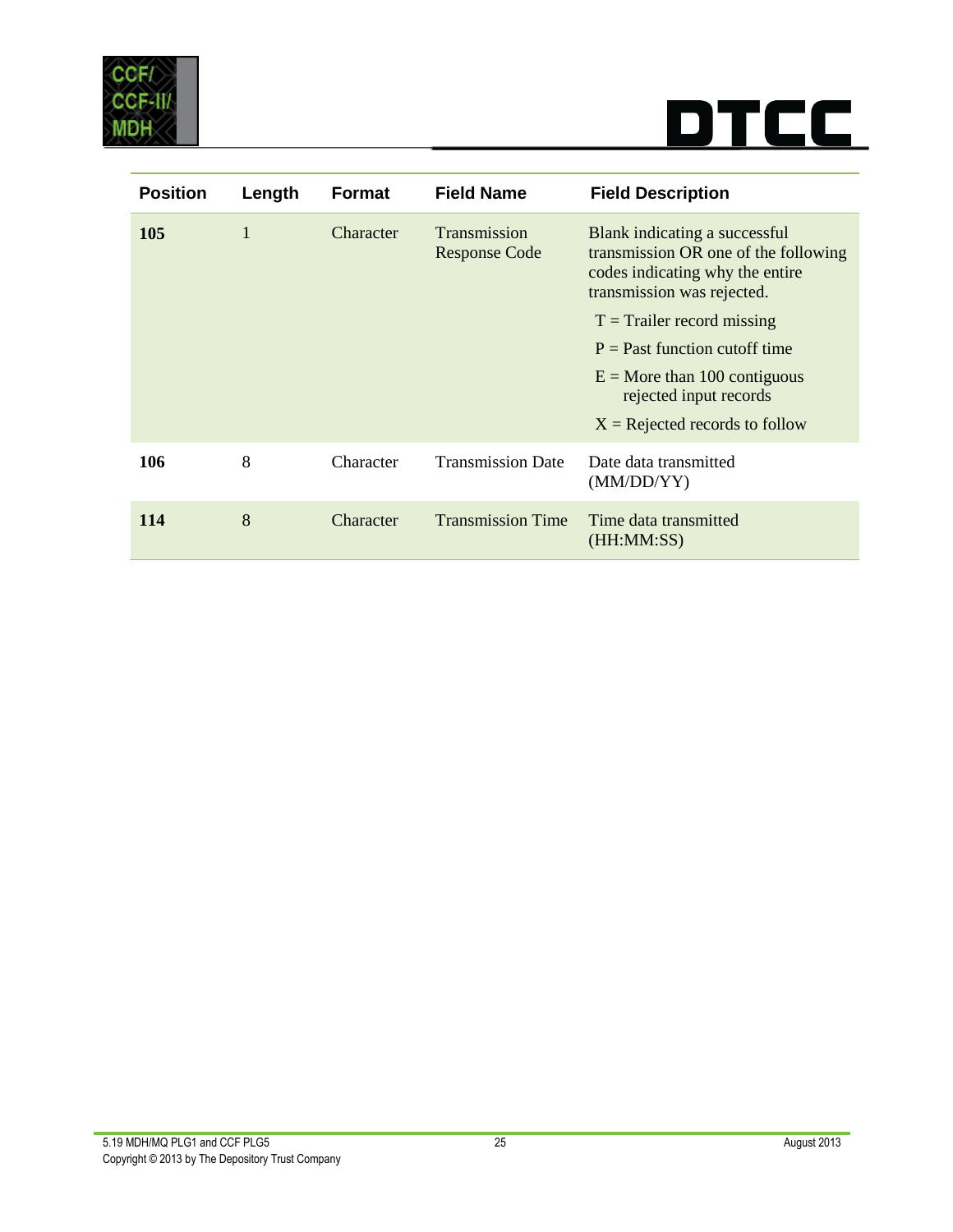| Position | Length | Format | Field Name | Field Description |
|---|---|---|---|---|
| **105** | 1 | Character | Transmission Response Code | Blank indicating a successful transmission OR one of the following codes indicating why the entire transmission was rejected.<br>T = Trailer record missing<br>P = Past function cutoff time<br>E = More than 100 contiguous rejected input records<br>X = Rejected records to follow |
| **106** | 8 | Character | Transmission Date | Date data transmitted (MM/DD/YY) |
| **114** | 8 | Character | Transmission Time | Time data transmitted (HH:MM:SS) |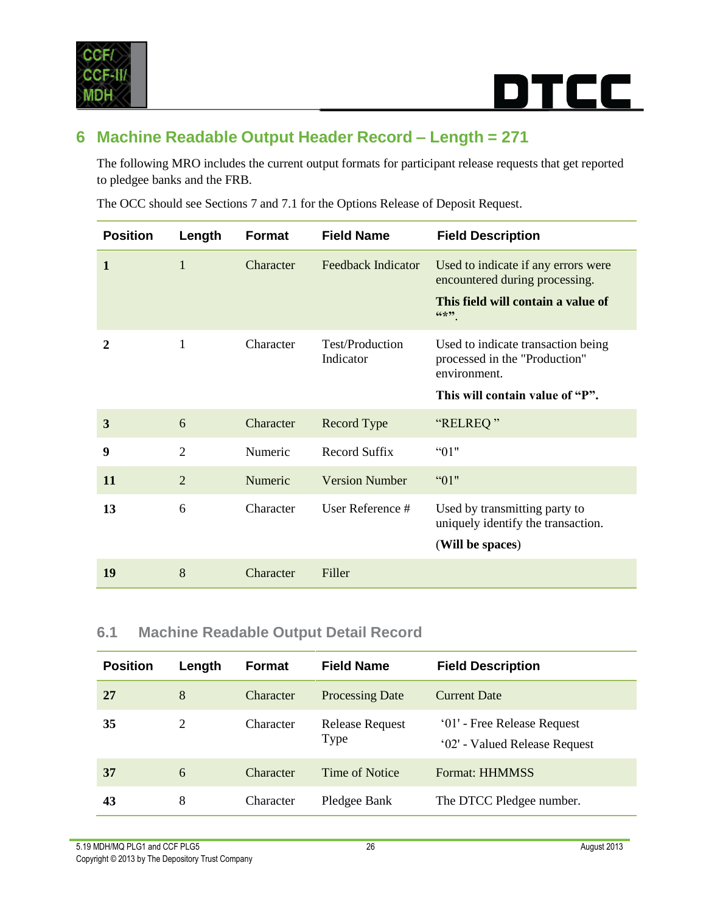# 6 Machine Readable Output Header Record – Length = 271

The following MRO includes the current output formats for participant release requests that get reported to pledgee banks and the FRB.

The OCC should see Sections 7 and 7.1 for the Options Release of Deposit Request.

| Position | Length | Format | Field Name | Field Description |
|---|---|---|---|---|
| **1** | 1 | Character | Feedback Indicator | Used to indicate if any errors were encountered during processing. **This field will contain a value of "*".** |
| **2** | 1 | Character | Test/Production Indicator | Used to indicate transaction being processed in the "Production" environment. **This will contain value of "P".** |
| **3** | 6 | Character | Record Type | "RELREQ " |
| **9** | 2 | Numeric | Record Suffix | "01" |
| **11** | 2 | Numeric | Version Number | "01" |
| **13** | 6 | Character | User Reference # | Used by transmitting party to uniquely identify the transaction. (**Will be spaces**) |
| **19** | 8 | Character | Filler | |

## 6.1 Machine Readable Output Detail Record

| Position | Length | Format | Field Name | Field Description |
|---|---|---|---|---|
| **27** | 8 | Character | Processing Date | Current Date |
| **35** | 2 | Character | Release Request Type | '01' - Free Release Request<br>'02' - Valued Release Request |
| **37** | 6 | Character | Time of Notice | Format: HHMMSS |
| **43** | 8 | Character | Pledgee Bank | The DTCC Pledgee number. |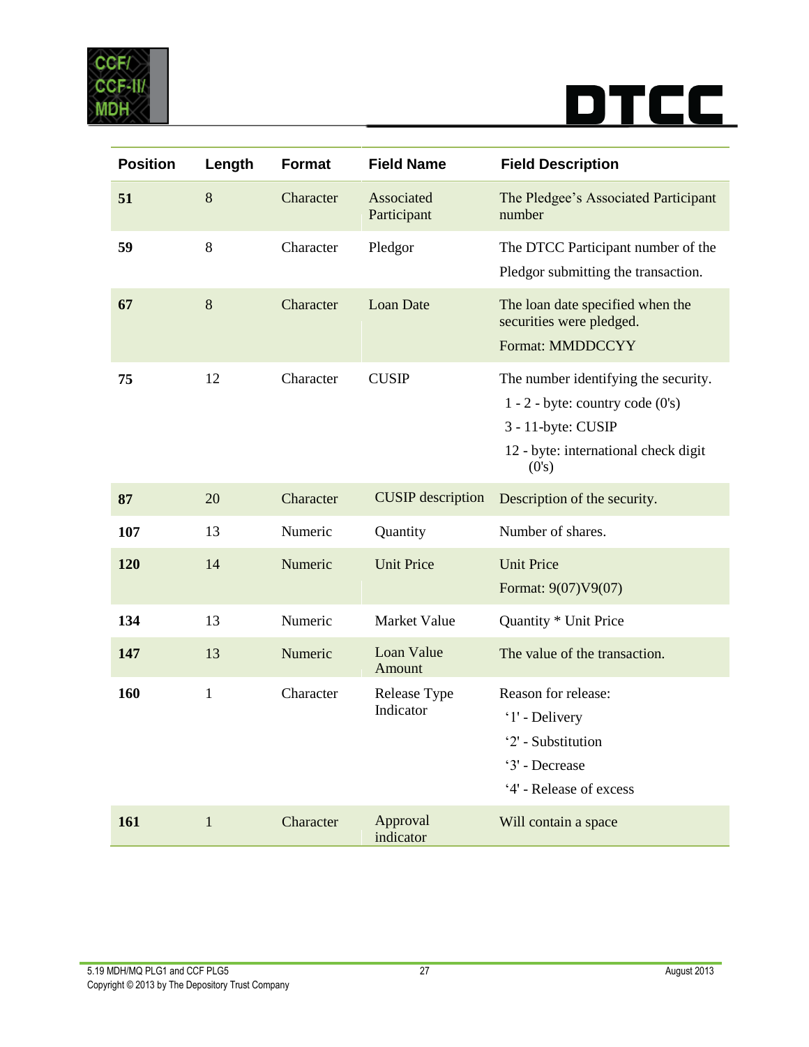| Position | Length | Format | Field Name | Field Description |
|---|---|---|---|---|
| **51** | 8 | Character | Associated Participant | The Pledgee's Associated Participant number |
| **59** | 8 | Character | Pledgor | The DTCC Participant number of the Pledgor submitting the transaction. |
| **67** | 8 | Character | Loan Date | The loan date specified when the securities were pledged.<br>Format: MMDDCCYY |
| **75** | 12 | Character | CUSIP | The number identifying the security.<br>1 - 2 - byte: country code (0's)<br>3 - 11-byte: CUSIP<br>12 - byte: international check digit (0's) |
| **87** | 20 | Character | CUSIP description | Description of the security. |
| **107** | 13 | Numeric | Quantity | Number of shares. |
| **120** | 14 | Numeric | Unit Price | Unit Price<br>Format: 9(07)V9(07) |
| **134** | 13 | Numeric | Market Value | Quantity * Unit Price |
| **147** | 13 | Numeric | Loan Value Amount | The value of the transaction. |
| **160** | 1 | Character | Release Type Indicator | Reason for release:<br>'1' - Delivery<br>'2' - Substitution<br>'3' - Decrease<br>'4' - Release of excess |
| **161** | 1 | Character | Approval indicator | Will contain a space |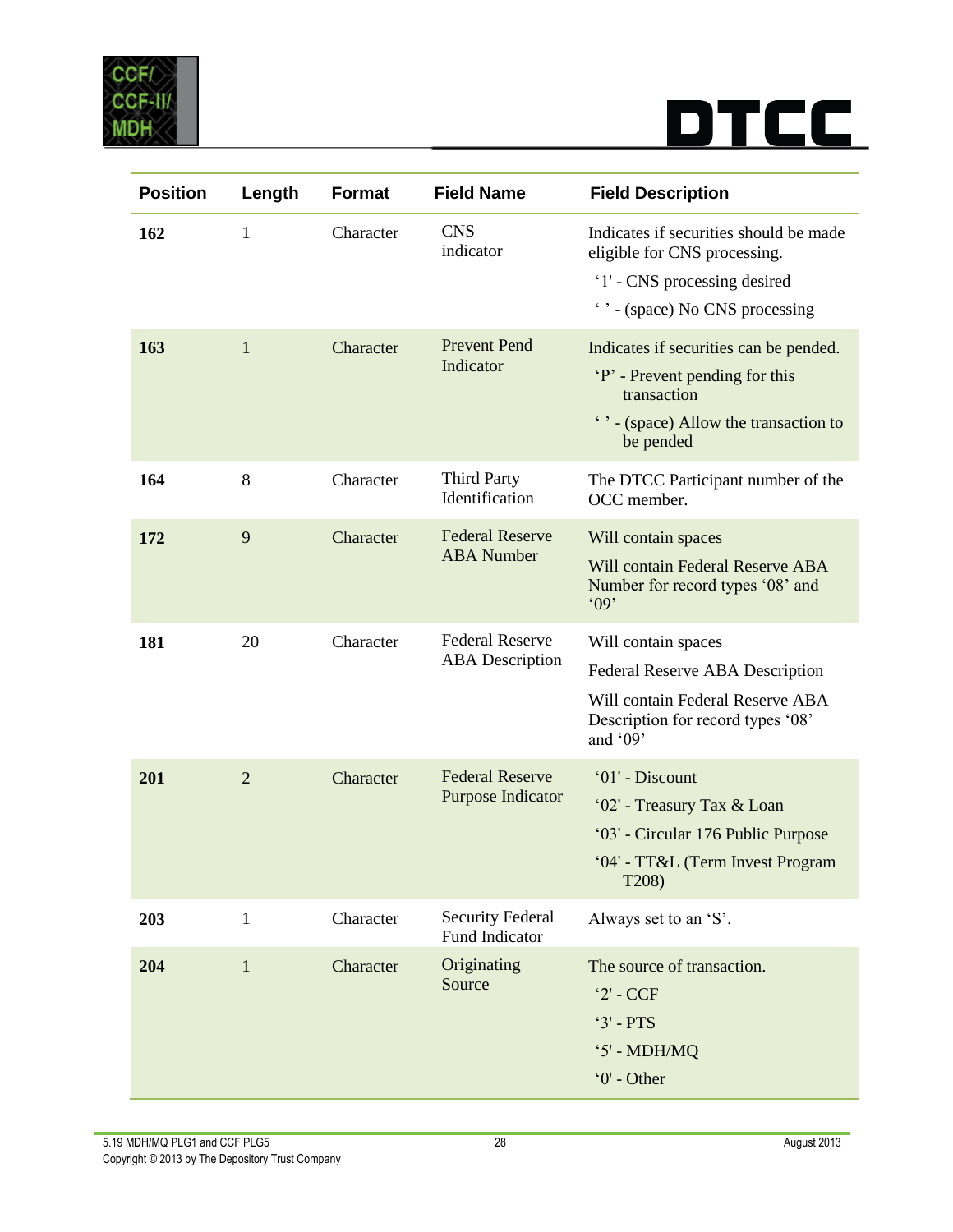| Position | Length | Format | Field Name | Field Description |
|---|---|---|---|---|
| 162 | 1 | Character | CNS indicator | Indicates if securities should be made eligible for CNS processing.<br>'1' - CNS processing desired<br>' ' - (space) No CNS processing |
| 163 | 1 | Character | Prevent Pend Indicator | Indicates if securities can be pended.<br>'P' - Prevent pending for this transaction<br>' ' - (space) Allow the transaction to be pended |
| 164 | 8 | Character | Third Party Identification | The DTCC Participant number of the OCC member. |
| 172 | 9 | Character | Federal Reserve ABA Number | Will contain spaces<br>Will contain Federal Reserve ABA Number for record types '08' and '09' |
| 181 | 20 | Character | Federal Reserve ABA Description | Will contain spaces<br>Federal Reserve ABA Description<br>Will contain Federal Reserve ABA Description for record types '08' and '09' |
| 201 | 2 | Character | Federal Reserve Purpose Indicator | '01' - Discount<br>'02' - Treasury Tax & Loan<br>'03' - Circular 176 Public Purpose<br>'04' - TT&L (Term Invest Program T208) |
| 203 | 1 | Character | Security Federal Fund Indicator | Always set to an 'S'. |
| 204 | 1 | Character | Originating Source | The source of transaction.<br>'2' - CCF<br>'3' - PTS<br>'5' - MDH/MQ<br>'0' - Other |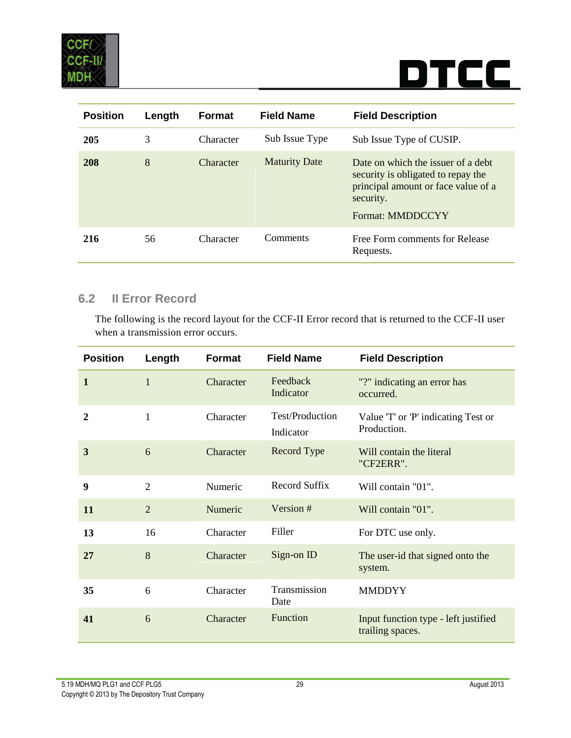| Position | Length | Format | Field Name | Field Description |
|---|---|---|---|---|
| **205** | 3 | Character | Sub Issue Type | Sub Issue Type of CUSIP. |
| **208** | 8 | Character | Maturity Date | Date on which the issuer of a debt security is obligated to repay the principal amount or face value of a security.<br><br>Format: MMDDCCYY |
| **216** | 56 | Character | Comments | Free Form comments for Release Requests. |

## 6.2 II Error Record

The following is the record layout for the CCF-II Error record that is returned to the CCF-II user when a transmission error occurs.

| Position | Length | Format | Field Name | Field Description |
|---|---|---|---|---|
| **1** | 1 | Character | Feedback Indicator | "?" indicating an error has occurred. |
| **2** | 1 | Character | Test/Production Indicator | Value 'T' or 'P' indicating Test or Production. |
| **3** | 6 | Character | Record Type | Will contain the literal "CF2ERR". |
| **9** | 2 | Numeric | Record Suffix | Will contain "01". |
| **11** | 2 | Numeric | Version # | Will contain "01". |
| **13** | 16 | Character | Filler | For DTC use only. |
| **27** | 8 | Character | Sign-on ID | The user-id that signed onto the system. |
| **35** | 6 | Character | Transmission Date | MMDDYY |
| **41** | 6 | Character | Function | Input function type - left justified trailing spaces. |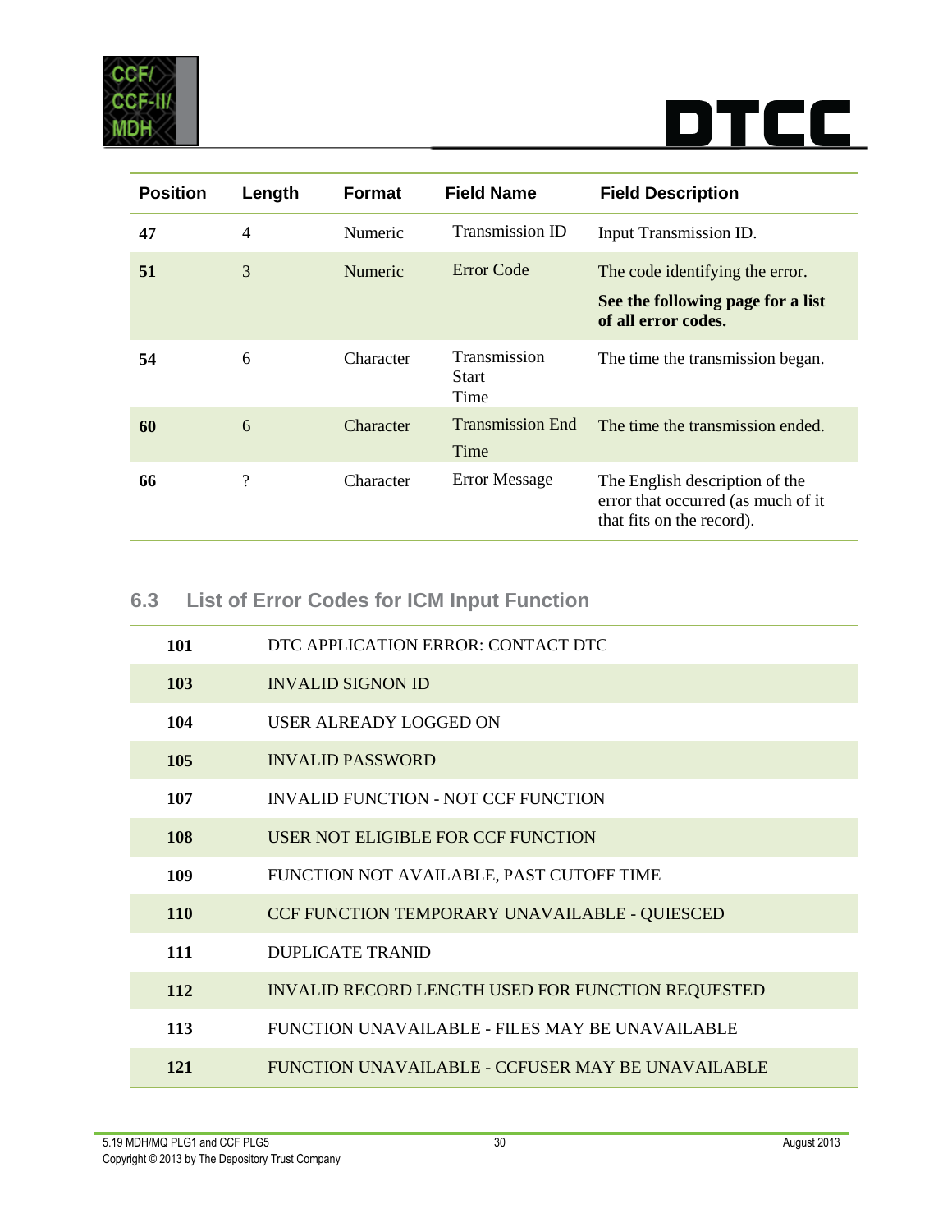| Position | Length | Format | Field Name | Field Description |
|---|---|---|---|---|
| **47** | 4 | Numeric | Transmission ID | Input Transmission ID. |
| **51** | 3 | Numeric | Error Code | The code identifying the error. **See the following page for a list of all error codes.** |
| **54** | 6 | Character | Transmission Start Time | The time the transmission began. |
| **60** | 6 | Character | Transmission End Time | The time the transmission ended. |
| **66** | ? | Character | Error Message | The English description of the error that occurred (as much of it that fits on the record). |

## 6.3 List of Error Codes for ICM Input Function

| | |
|---|---|
| **101** | DTC APPLICATION ERROR: CONTACT DTC |
| **103** | INVALID SIGNON ID |
| **104** | USER ALREADY LOGGED ON |
| **105** | INVALID PASSWORD |
| **107** | INVALID FUNCTION - NOT CCF FUNCTION |
| **108** | USER NOT ELIGIBLE FOR CCF FUNCTION |
| **109** | FUNCTION NOT AVAILABLE, PAST CUTOFF TIME |
| **110** | CCF FUNCTION TEMPORARY UNAVAILABLE - QUIESCED |
| **111** | DUPLICATE TRANID |
| **112** | INVALID RECORD LENGTH USED FOR FUNCTION REQUESTED |
| **113** | FUNCTION UNAVAILABLE - FILES MAY BE UNAVAILABLE |
| **121** | FUNCTION UNAVAILABLE - CCFUSER MAY BE UNAVAILABLE |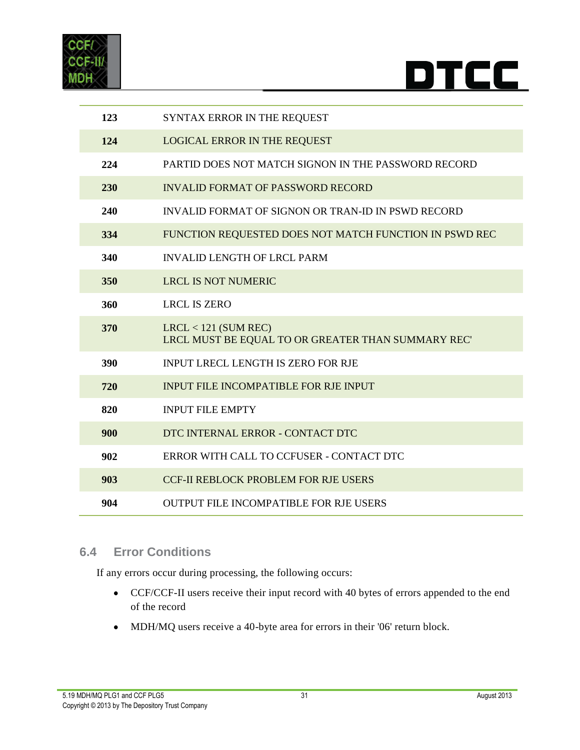| | |
|---|---|
| **123** | SYNTAX ERROR IN THE REQUEST |
| **124** | LOGICAL ERROR IN THE REQUEST |
| **224** | PARTID DOES NOT MATCH SIGNON IN THE PASSWORD RECORD |
| **230** | INVALID FORMAT OF PASSWORD RECORD |
| **240** | INVALID FORMAT OF SIGNON OR TRAN-ID IN PSWD RECORD |
| **334** | FUNCTION REQUESTED DOES NOT MATCH FUNCTION IN PSWD REC |
| **340** | INVALID LENGTH OF LRCL PARM |
| **350** | LRCL IS NOT NUMERIC |
| **360** | LRCL IS ZERO |
| **370** | LRCL < 121 (SUM REC)<br>LRCL MUST BE EQUAL TO OR GREATER THAN SUMMARY REC' |
| **390** | INPUT LRECL LENGTH IS ZERO FOR RJE |
| **720** | INPUT FILE INCOMPATIBLE FOR RJE INPUT |
| **820** | INPUT FILE EMPTY |
| **900** | DTC INTERNAL ERROR - CONTACT DTC |
| **902** | ERROR WITH CALL TO CCFUSER - CONTACT DTC |
| **903** | CCF-II REBLOCK PROBLEM FOR RJE USERS |
| **904** | OUTPUT FILE INCOMPATIBLE FOR RJE USERS |

## 6.4 Error Conditions

If any errors occur during processing, the following occurs:

- CCF/CCF-II users receive their input record with 40 bytes of errors appended to the end of the record
- MDH/MQ users receive a 40-byte area for errors in their '06' return block.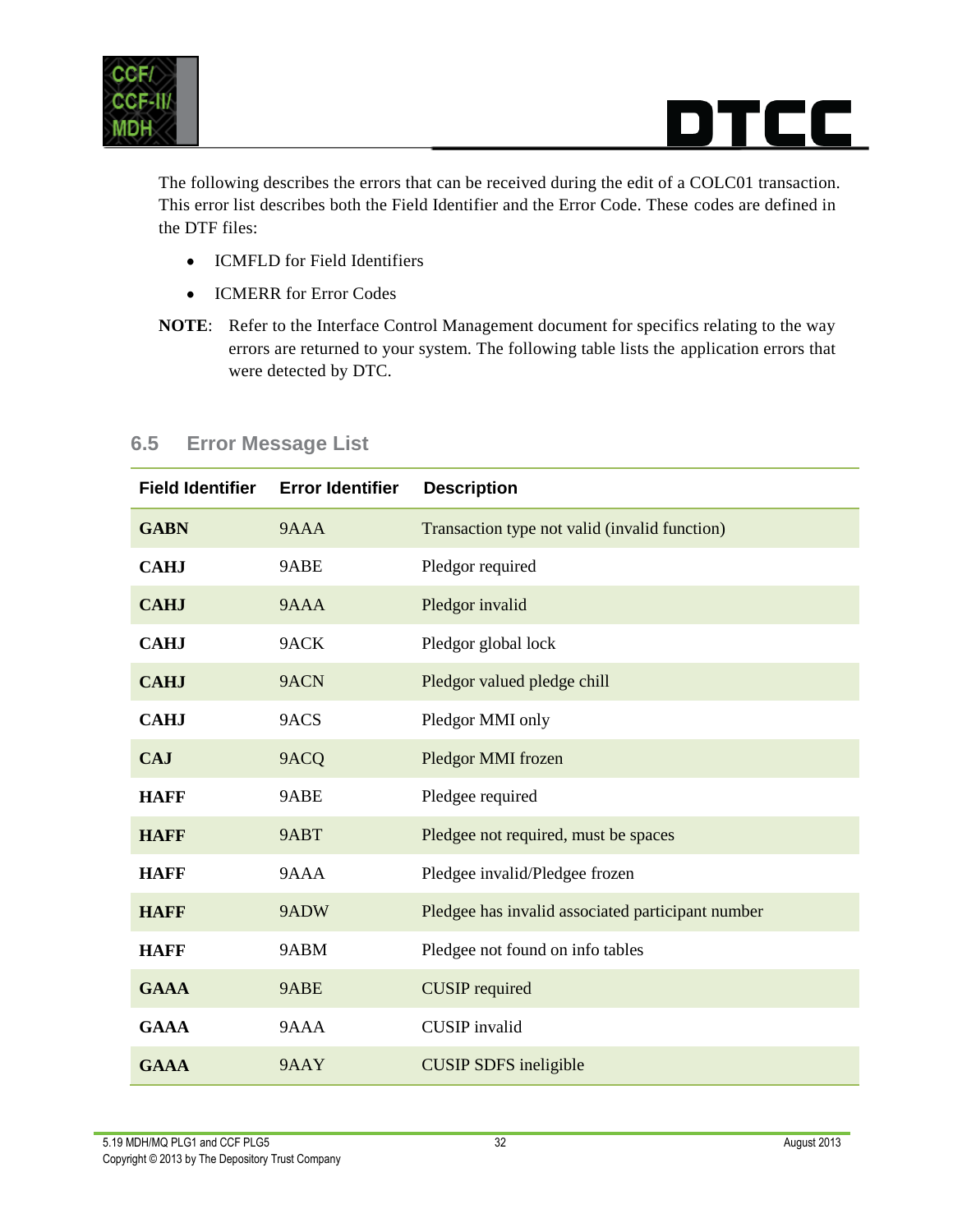The following describes the errors that can be received during the edit of a COLC01 transaction. This error list describes both the Field Identifier and the Error Code. These codes are defined in the DTF files:

- ICMFLD for Field Identifiers
- ICMERR for Error Codes

**NOTE**: Refer to the Interface Control Management document for specifics relating to the way errors are returned to your system. The following table lists the application errors that were detected by DTC.

## 6.5 Error Message List

| Field Identifier | Error Identifier | Description |
| --- | --- | --- |
| **GABN** | 9AAA | Transaction type not valid (invalid function) |
| **CAHJ** | 9ABE | Pledgor required |
| **CAHJ** | 9AAA | Pledgor invalid |
| **CAHJ** | 9ACK | Pledgor global lock |
| **CAHJ** | 9ACN | Pledgor valued pledge chill |
| **CAHJ** | 9ACS | Pledgor MMI only |
| **CAJ** | 9ACQ | Pledgor MMI frozen |
| **HAFF** | 9ABE | Pledgee required |
| **HAFF** | 9ABT | Pledgee not required, must be spaces |
| **HAFF** | 9AAA | Pledgee invalid/Pledgee frozen |
| **HAFF** | 9ADW | Pledgee has invalid associated participant number |
| **HAFF** | 9ABM | Pledgee not found on info tables |
| **GAAA** | 9ABE | CUSIP required |
| **GAAA** | 9AAA | CUSIP invalid |
| **GAAA** | 9AAY | CUSIP SDFS ineligible |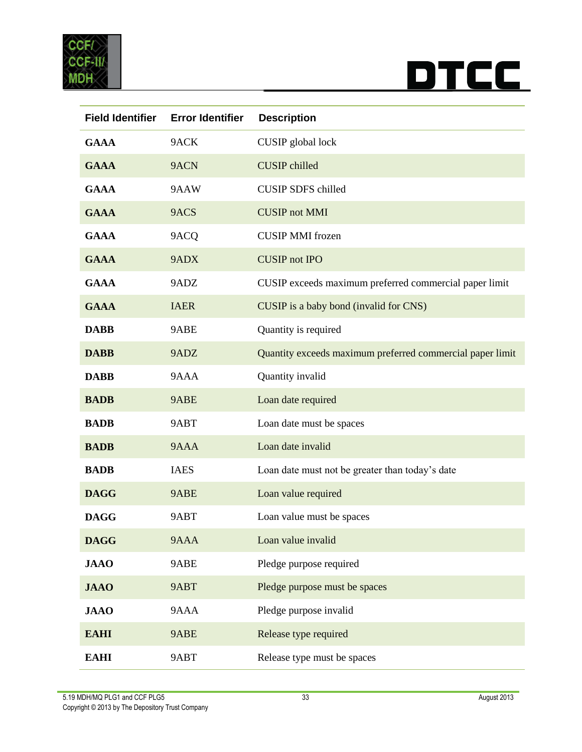| Field Identifier | Error Identifier | Description |
| --- | --- | --- |
| **GAAA** | 9ACK | CUSIP global lock |
| **GAAA** | 9ACN | CUSIP chilled |
| **GAAA** | 9AAW | CUSIP SDFS chilled |
| **GAAA** | 9ACS | CUSIP not MMI |
| **GAAA** | 9ACQ | CUSIP MMI frozen |
| **GAAA** | 9ADX | CUSIP not IPO |
| **GAAA** | 9ADZ | CUSIP exceeds maximum preferred commercial paper limit |
| **GAAA** | IAER | CUSIP is a baby bond (invalid for CNS) |
| **DABB** | 9ABE | Quantity is required |
| **DABB** | 9ADZ | Quantity exceeds maximum preferred commercial paper limit |
| **DABB** | 9AAA | Quantity invalid |
| **BADB** | 9ABE | Loan date required |
| **BADB** | 9ABT | Loan date must be spaces |
| **BADB** | 9AAA | Loan date invalid |
| **BADB** | IAES | Loan date must not be greater than today's date |
| **DAGG** | 9ABE | Loan value required |
| **DAGG** | 9ABT | Loan value must be spaces |
| **DAGG** | 9AAA | Loan value invalid |
| **JAAO** | 9ABE | Pledge purpose required |
| **JAAO** | 9ABT | Pledge purpose must be spaces |
| **JAAO** | 9AAA | Pledge purpose invalid |
| **EAHI** | 9ABE | Release type required |
| **EAHI** | 9ABT | Release type must be spaces |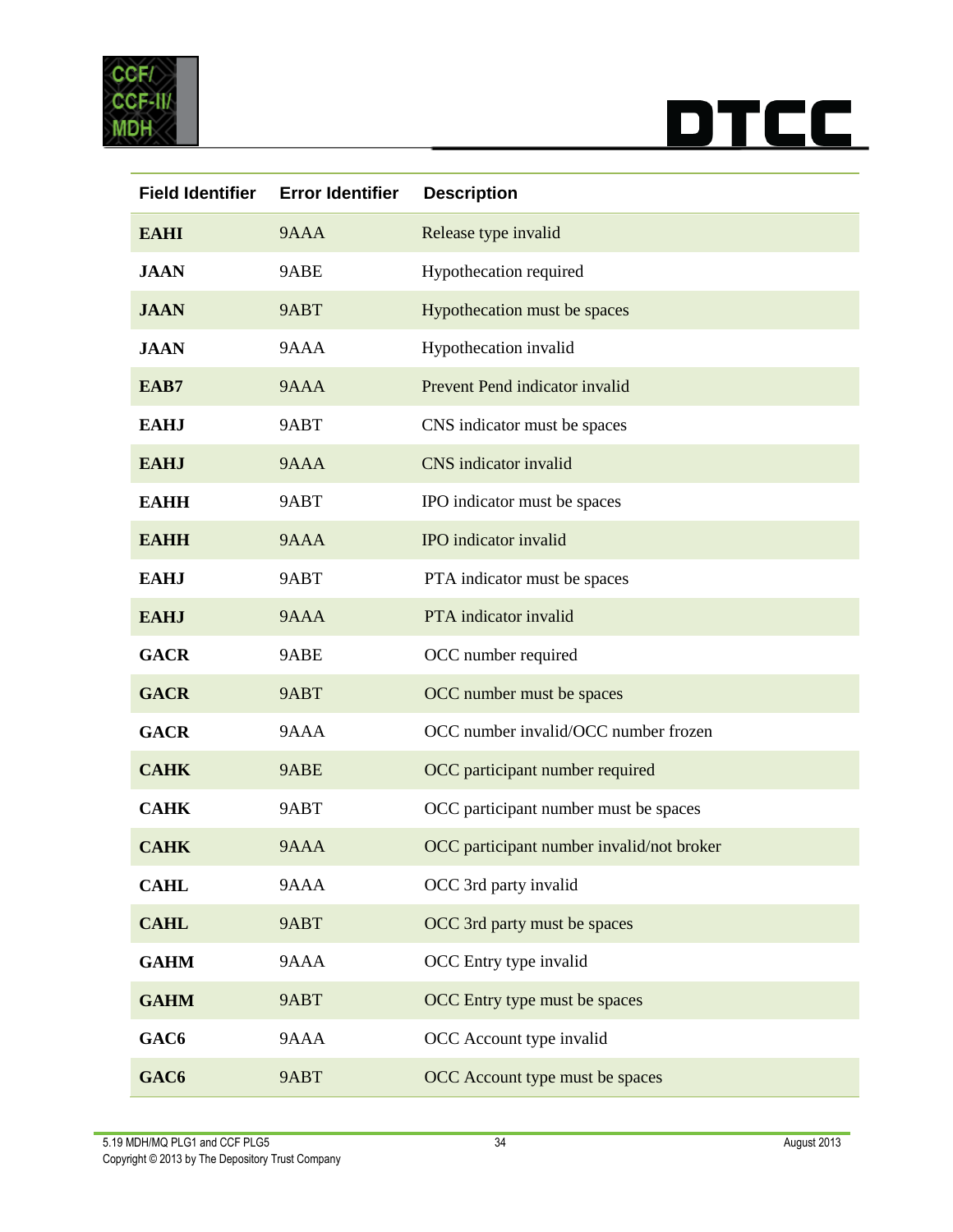| Field Identifier | Error Identifier | Description |
|---|---|---|
| **EAHI** | 9AAA | Release type invalid |
| **JAAN** | 9ABE | Hypothecation required |
| **JAAN** | 9ABT | Hypothecation must be spaces |
| **JAAN** | 9AAA | Hypothecation invalid |
| **EAB7** | 9AAA | Prevent Pend indicator invalid |
| **EAHJ** | 9ABT | CNS indicator must be spaces |
| **EAHJ** | 9AAA | CNS indicator invalid |
| **EAHH** | 9ABT | IPO indicator must be spaces |
| **EAHH** | 9AAA | IPO indicator invalid |
| **EAHJ** | 9ABT | PTA indicator must be spaces |
| **EAHJ** | 9AAA | PTA indicator invalid |
| **GACR** | 9ABE | OCC number required |
| **GACR** | 9ABT | OCC number must be spaces |
| **GACR** | 9AAA | OCC number invalid/OCC number frozen |
| **CAHK** | 9ABE | OCC participant number required |
| **CAHK** | 9ABT | OCC participant number must be spaces |
| **CAHK** | 9AAA | OCC participant number invalid/not broker |
| **CAHL** | 9AAA | OCC 3rd party invalid |
| **CAHL** | 9ABT | OCC 3rd party must be spaces |
| **GAHM** | 9AAA | OCC Entry type invalid |
| **GAHM** | 9ABT | OCC Entry type must be spaces |
| **GAC6** | 9AAA | OCC Account type invalid |
| **GAC6** | 9ABT | OCC Account type must be spaces |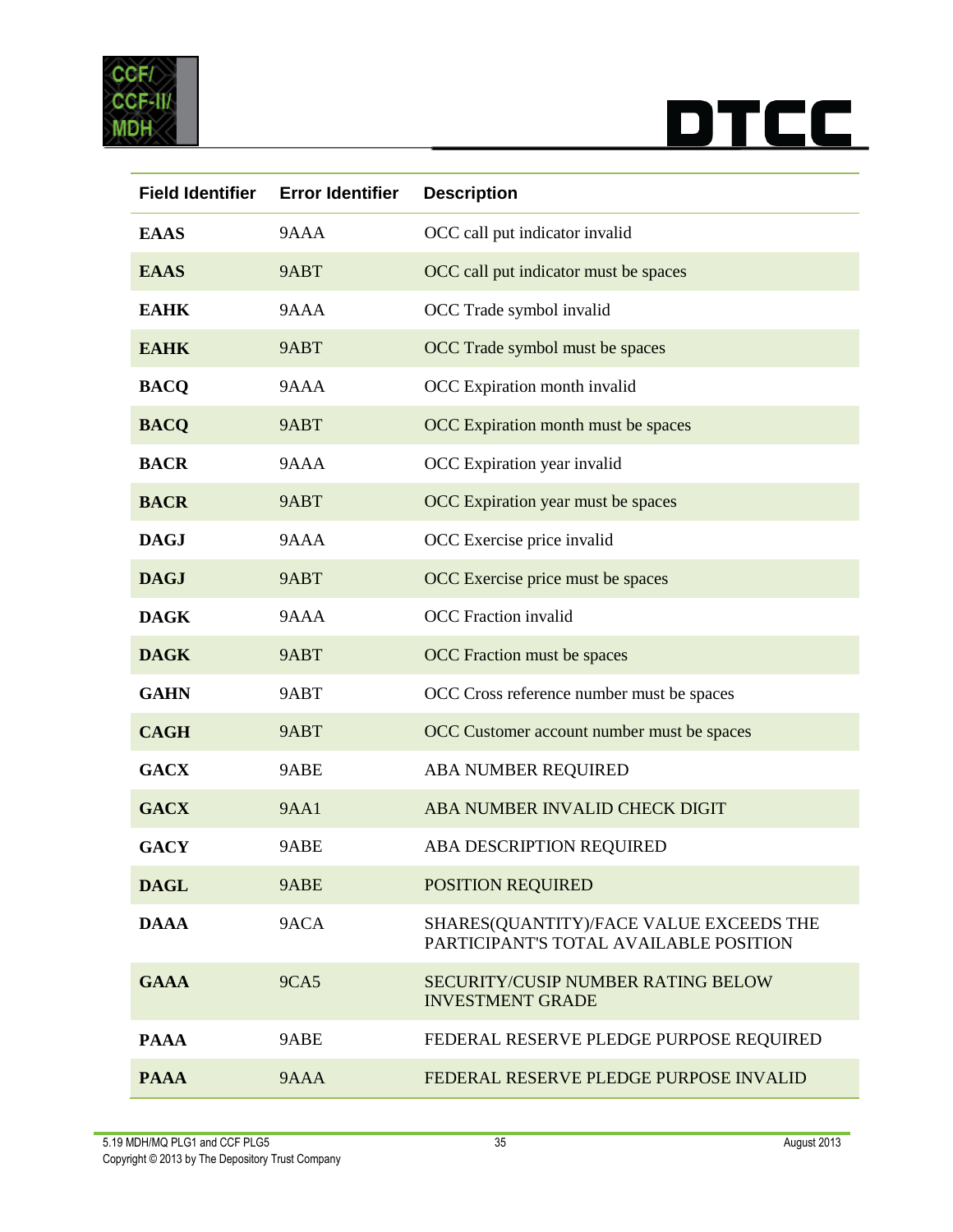| Field Identifier | Error Identifier | Description |
| --- | --- | --- |
| **EAAS** | 9AAA | OCC call put indicator invalid |
| **EAAS** | 9ABT | OCC call put indicator must be spaces |
| **EAHK** | 9AAA | OCC Trade symbol invalid |
| **EAHK** | 9ABT | OCC Trade symbol must be spaces |
| **BACQ** | 9AAA | OCC Expiration month invalid |
| **BACQ** | 9ABT | OCC Expiration month must be spaces |
| **BACR** | 9AAA | OCC Expiration year invalid |
| **BACR** | 9ABT | OCC Expiration year must be spaces |
| **DAGJ** | 9AAA | OCC Exercise price invalid |
| **DAGJ** | 9ABT | OCC Exercise price must be spaces |
| **DAGK** | 9AAA | OCC Fraction invalid |
| **DAGK** | 9ABT | OCC Fraction must be spaces |
| **GAHN** | 9ABT | OCC Cross reference number must be spaces |
| **CAGH** | 9ABT | OCC Customer account number must be spaces |
| **GACX** | 9ABE | ABA NUMBER REQUIRED |
| **GACX** | 9AA1 | ABA NUMBER INVALID CHECK DIGIT |
| **GACY** | 9ABE | ABA DESCRIPTION REQUIRED |
| **DAGL** | 9ABE | POSITION REQUIRED |
| **DAAA** | 9ACA | SHARES(QUANTITY)/FACE VALUE EXCEEDS THE PARTICIPANT'S TOTAL AVAILABLE POSITION |
| **GAAA** | 9CA5 | SECURITY/CUSIP NUMBER RATING BELOW INVESTMENT GRADE |
| **PAAA** | 9ABE | FEDERAL RESERVE PLEDGE PURPOSE REQUIRED |
| **PAAA** | 9AAA | FEDERAL RESERVE PLEDGE PURPOSE INVALID |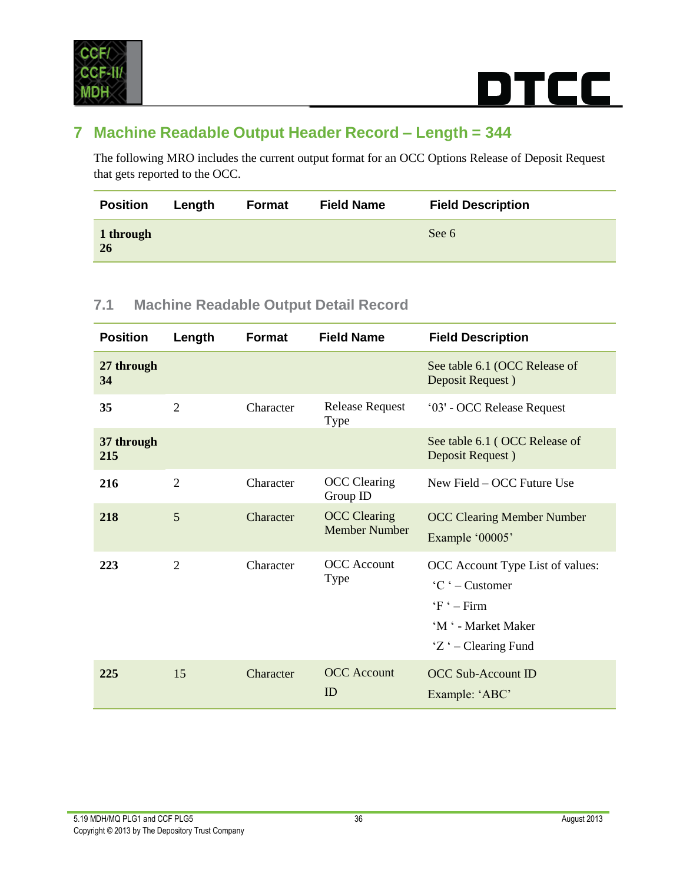# 7 Machine Readable Output Header Record – Length = 344

The following MRO includes the current output format for an OCC Options Release of Deposit Request that gets reported to the OCC.

| Position | Length | Format | Field Name | Field Description |
|---|---|---|---|---|
| **1 through 26** | | | | See 6 |

## 7.1 Machine Readable Output Detail Record

| Position | Length | Format | Field Name | Field Description |
|---|---|---|---|---|
| **27 through 34** | | | | See table 6.1 (OCC Release of Deposit Request ) |
| **35** | 2 | Character | Release Request Type | '03' - OCC Release Request |
| **37 through 215** | | | | See table 6.1 ( OCC Release of Deposit Request ) |
| **216** | 2 | Character | OCC Clearing Group ID | New Field – OCC Future Use |
| **218** | 5 | Character | OCC Clearing Member Number | OCC Clearing Member Number<br>Example '00005' |
| **223** | 2 | Character | OCC Account Type | OCC Account Type List of values:<br>'C ' – Customer<br>'F ' – Firm<br>'M ' - Market Maker<br>'Z ' – Clearing Fund |
| **225** | 15 | Character | OCC Account ID | OCC Sub-Account ID<br>Example: 'ABC' |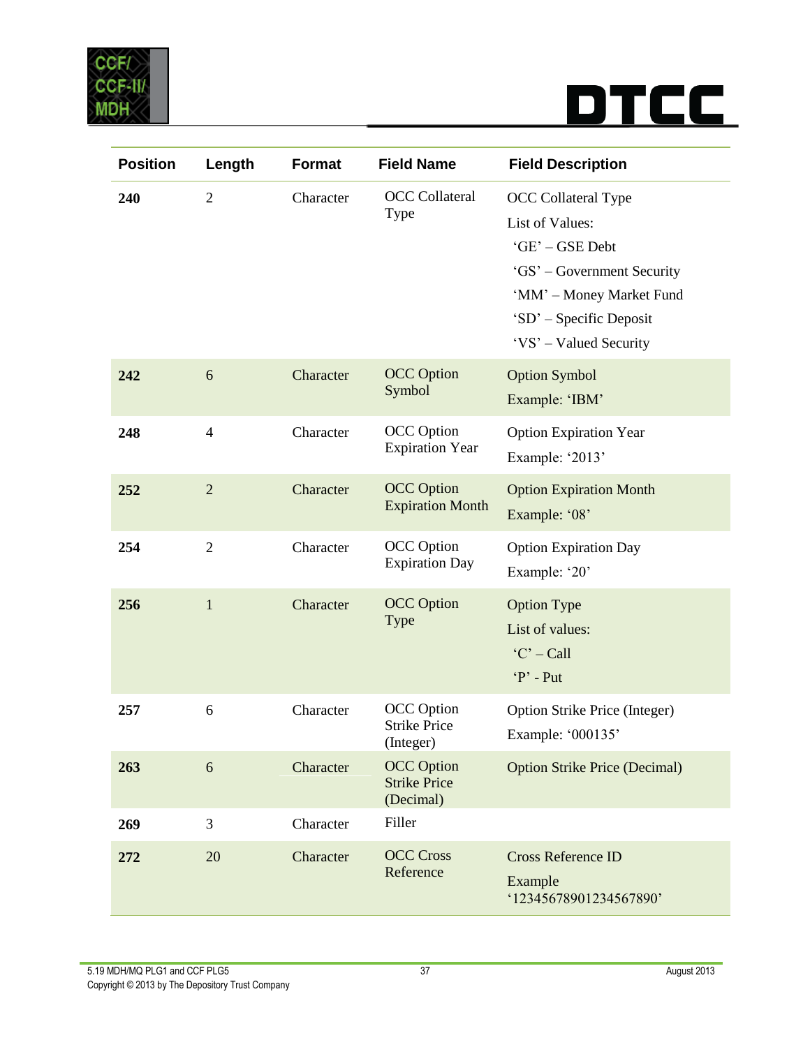| Position | Length | Format | Field Name | Field Description |
|---|---|---|---|---|
| **240** | 2 | Character | OCC Collateral Type | OCC Collateral Type<br>List of Values:<br>'GE' – GSE Debt<br>'GS' – Government Security<br>'MM' – Money Market Fund<br>'SD' – Specific Deposit<br>'VS' – Valued Security |
| **242** | 6 | Character | OCC Option Symbol | Option Symbol<br>Example: 'IBM' |
| **248** | 4 | Character | OCC Option Expiration Year | Option Expiration Year<br>Example: '2013' |
| **252** | 2 | Character | OCC Option Expiration Month | Option Expiration Month<br>Example: '08' |
| **254** | 2 | Character | OCC Option Expiration Day | Option Expiration Day<br>Example: '20' |
| **256** | 1 | Character | OCC Option Type | Option Type<br>List of values:<br>'C' – Call<br>'P' - Put |
| **257** | 6 | Character | OCC Option Strike Price (Integer) | Option Strike Price (Integer)<br>Example: '000135' |
| **263** | 6 | Character | OCC Option Strike Price (Decimal) | Option Strike Price (Decimal) |
| **269** | 3 | Character | Filler | |
| **272** | 20 | Character | OCC Cross Reference | Cross Reference ID<br>Example '12345678901234567890' |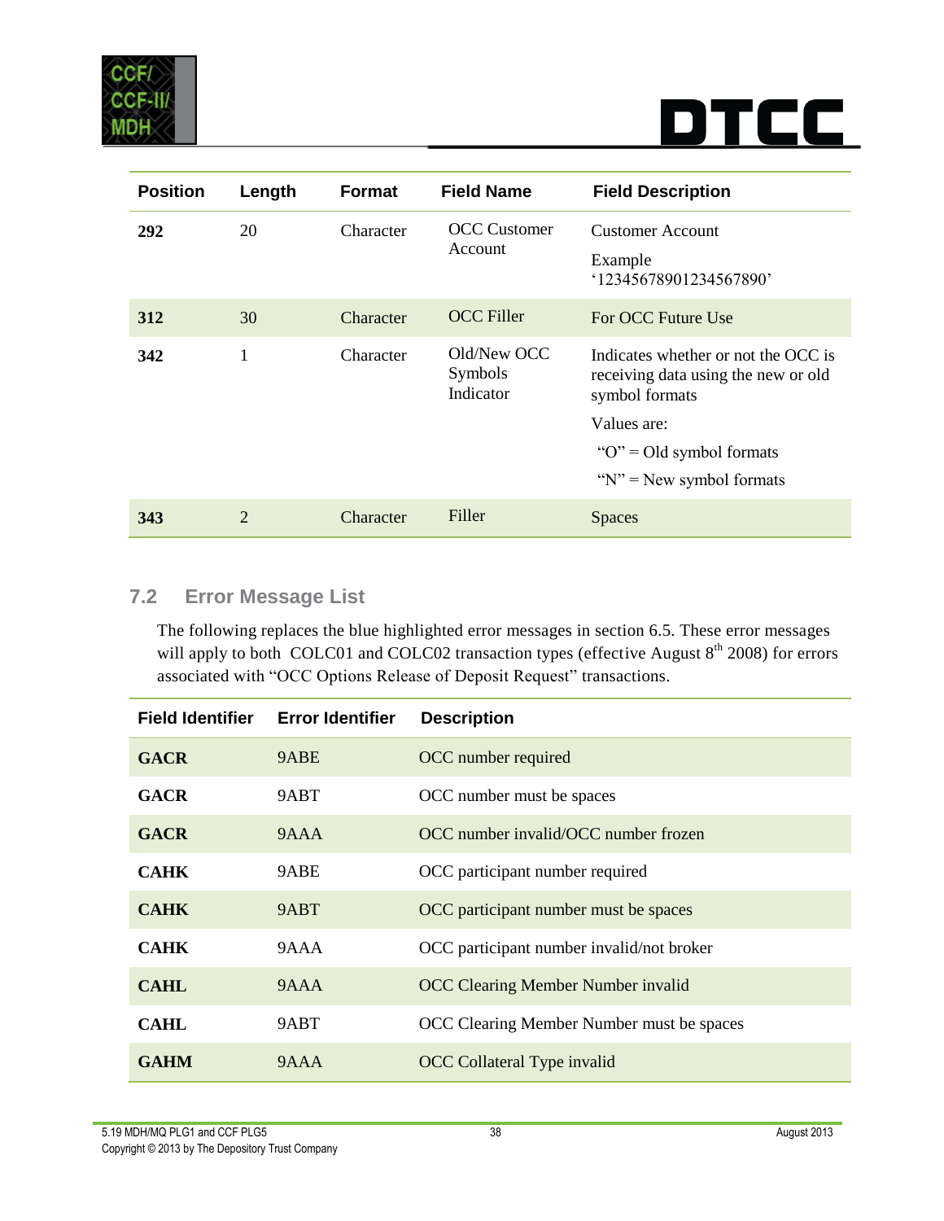| Position | Length | Format | Field Name | Field Description |
|---|---|---|---|---|
| **292** | 20 | Character | OCC Customer Account | Customer Account<br>Example '12345678901234567890' |
| **312** | 30 | Character | OCC Filler | For OCC Future Use |
| **342** | 1 | Character | Old/New OCC Symbols Indicator | Indicates whether or not the OCC is receiving data using the new or old symbol formats<br>Values are:<br>"O" = Old symbol formats<br>"N" = New symbol formats |
| **343** | 2 | Character | Filler | Spaces |

## 7.2 Error Message List

The following replaces the blue highlighted error messages in section 6.5. These error messages will apply to both COLC01 and COLC02 transaction types (effective August 8th 2008) for errors associated with "OCC Options Release of Deposit Request" transactions.

| Field Identifier | Error Identifier | Description |
|---|---|---|
| **GACR** | 9ABE | OCC number required |
| **GACR** | 9ABT | OCC number must be spaces |
| **GACR** | 9AAA | OCC number invalid/OCC number frozen |
| **CAHK** | 9ABE | OCC participant number required |
| **CAHK** | 9ABT | OCC participant number must be spaces |
| **CAHK** | 9AAA | OCC participant number invalid/not broker |
| **CAHL** | 9AAA | OCC Clearing Member Number invalid |
| **CAHL** | 9ABT | OCC Clearing Member Number must be spaces |
| **GAHM** | 9AAA | OCC Collateral Type invalid |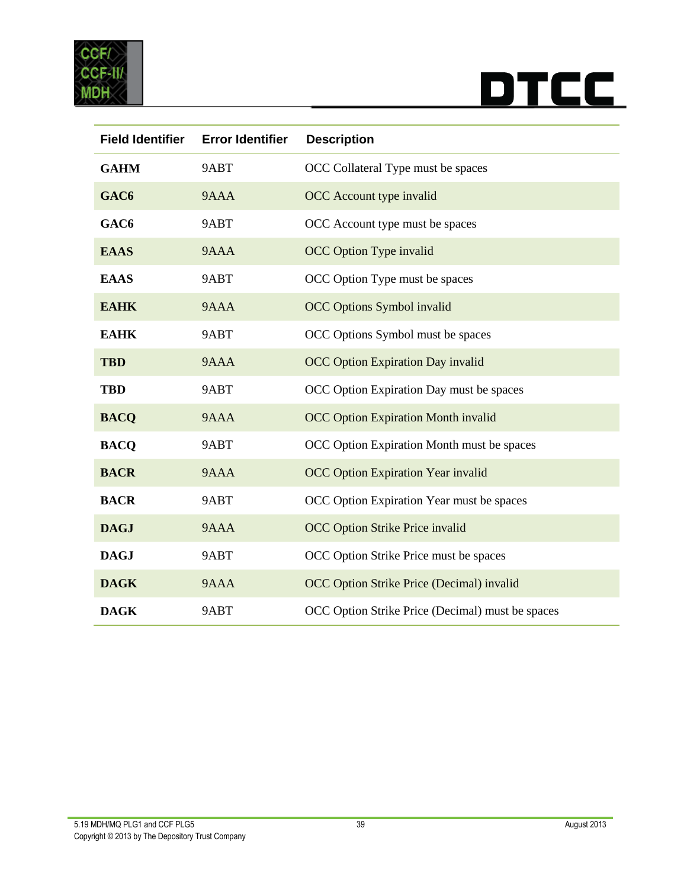| Field Identifier | Error Identifier | Description |
|---|---|---|
| **GAHM** | 9ABT | OCC Collateral Type must be spaces |
| **GAC6** | 9AAA | OCC Account type invalid |
| **GAC6** | 9ABT | OCC Account type must be spaces |
| **EAAS** | 9AAA | OCC Option Type invalid |
| **EAAS** | 9ABT | OCC Option Type must be spaces |
| **EAHK** | 9AAA | OCC Options Symbol invalid |
| **EAHK** | 9ABT | OCC Options Symbol must be spaces |
| **TBD** | 9AAA | OCC Option Expiration Day invalid |
| **TBD** | 9ABT | OCC Option Expiration Day must be spaces |
| **BACQ** | 9AAA | OCC Option Expiration Month invalid |
| **BACQ** | 9ABT | OCC Option Expiration Month must be spaces |
| **BACR** | 9AAA | OCC Option Expiration Year invalid |
| **BACR** | 9ABT | OCC Option Expiration Year must be spaces |
| **DAGJ** | 9AAA | OCC Option Strike Price invalid |
| **DAGJ** | 9ABT | OCC Option Strike Price must be spaces |
| **DAGK** | 9AAA | OCC Option Strike Price (Decimal) invalid |
| **DAGK** | 9ABT | OCC Option Strike Price (Decimal) must be spaces |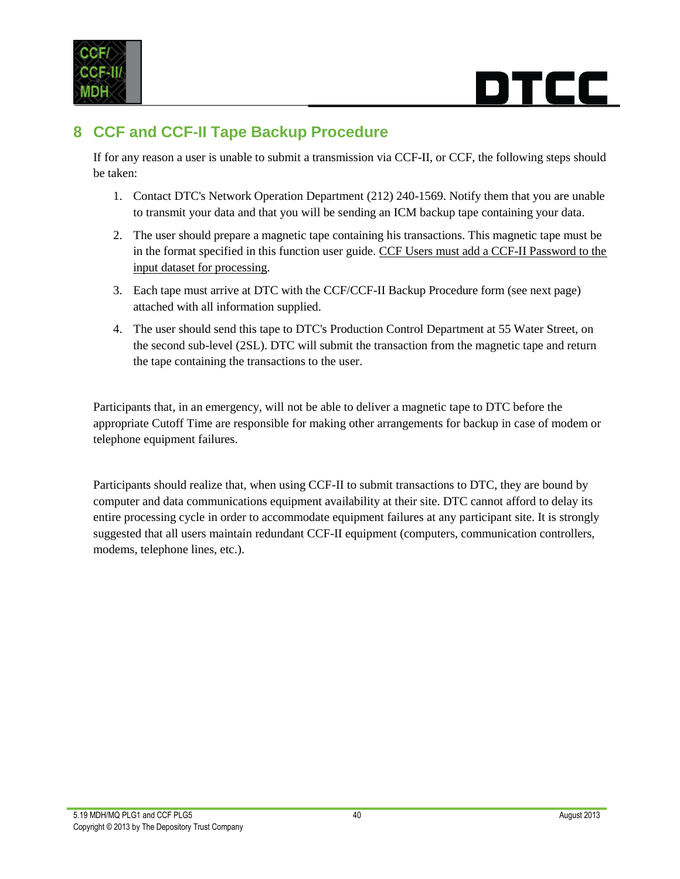# 8 CCF and CCF-II Tape Backup Procedure

If for any reason a user is unable to submit a transmission via CCF-II, or CCF, the following steps should be taken:

1. Contact DTC's Network Operation Department (212) 240-1569. Notify them that you are unable to transmit your data and that you will be sending an ICM backup tape containing your data.
2. The user should prepare a magnetic tape containing his transactions. This magnetic tape must be in the format specified in this function user guide. <u>CCF Users must add a CCF-II Password to the input dataset for processing</u>.
3. Each tape must arrive at DTC with the CCF/CCF-II Backup Procedure form (see next page) attached with all information supplied.
4. The user should send this tape to DTC's Production Control Department at 55 Water Street, on the second sub-level (2SL). DTC will submit the transaction from the magnetic tape and return the tape containing the transactions to the user.

Participants that, in an emergency, will not be able to deliver a magnetic tape to DTC before the appropriate Cutoff Time are responsible for making other arrangements for backup in case of modem or telephone equipment failures.

Participants should realize that, when using CCF-II to submit transactions to DTC, they are bound by computer and data communications equipment availability at their site. DTC cannot afford to delay its entire processing cycle in order to accommodate equipment failures at any participant site. It is strongly suggested that all users maintain redundant CCF-II equipment (computers, communication controllers, modems, telephone lines, etc.).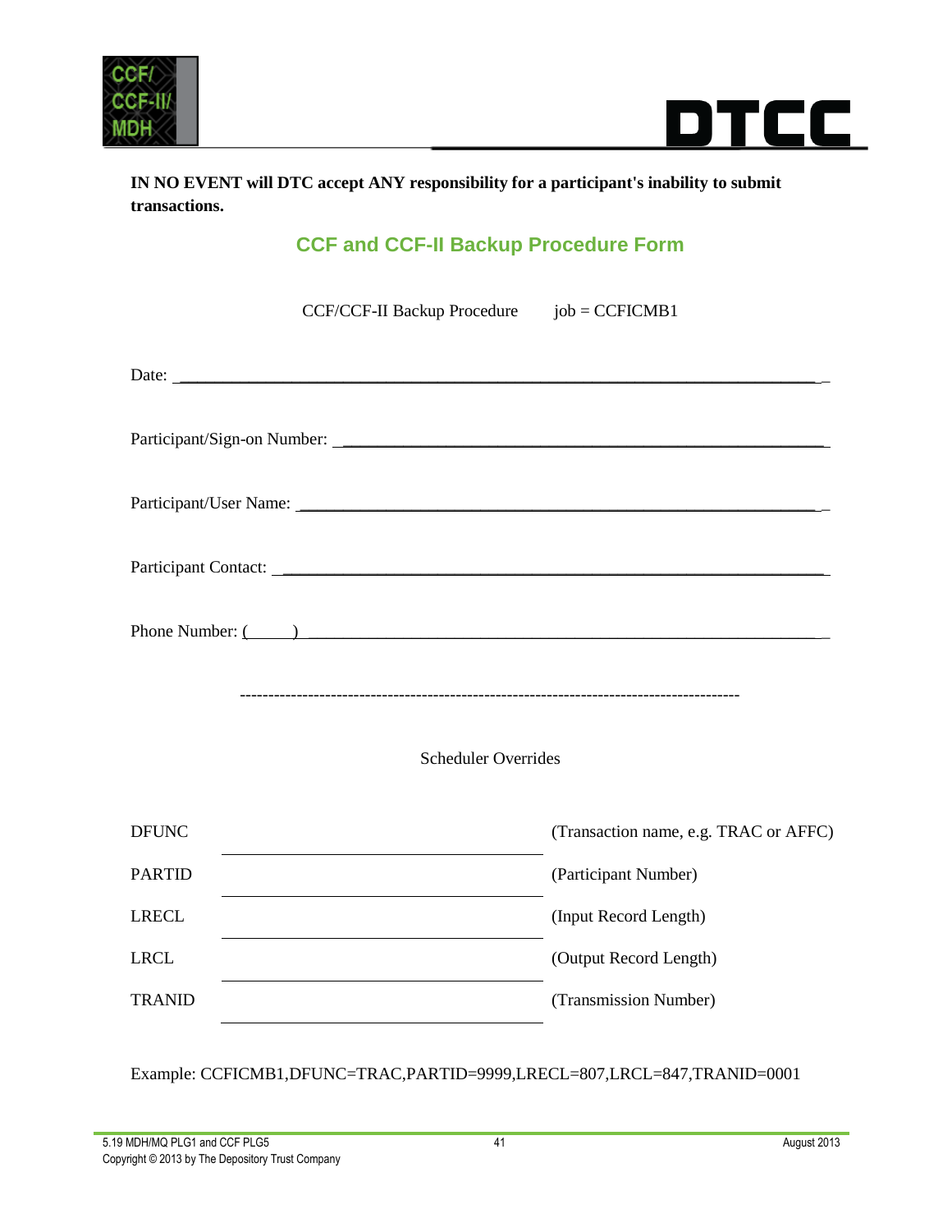**IN NO EVENT will DTC accept ANY responsibility for a participant's inability to submit transactions.**

## CCF and CCF-II Backup Procedure Form

CCF/CCF-II Backup Procedure     job = CCFICMB1

Date: ______________________________________________________________________

Participant/Sign-on Number: ____________________________________________________

Participant/User Name: _________________________________________________________

Participant Contact: ___________________________________________________________

Phone Number: (____) __________________________________________________________

-------------------------------------------------------------------------------------

Scheduler Overrides

| | | |
|---|---|---|
| DFUNC | ______________________ | (Transaction name, e.g. TRAC or AFFC) |
| PARTID | ______________________ | (Participant Number) |
| LRECL | ______________________ | (Input Record Length) |
| LRCL | ______________________ | (Output Record Length) |
| TRANID | ______________________ | (Transmission Number) |

Example: CCFICMB1,DFUNC=TRAC,PARTID=9999,LRECL=807,LRCL=847,TRANID=0001